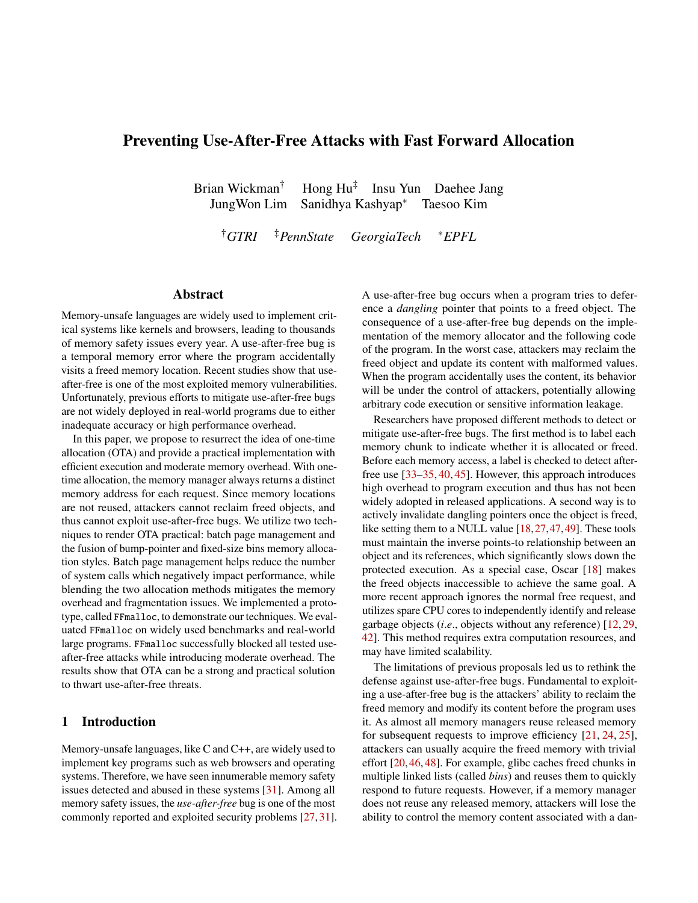# Preventing Use-After-Free Attacks with Fast Forward Allocation

Brian Wickman[†] Hong Hu[‡] Insu Yun Daehee Jang
JungWon Lim Sanidhya Kashyap[*] Taesoo Kim

[†]*GTRI* [‡]*PennState* *GeorgiaTech* [*]*EPFL*

## Abstract

Memory-unsafe languages are widely used to implement critical systems like kernels and browsers, leading to thousands of memory safety issues every year. A use-after-free bug is a temporal memory error where the program accidentally visits a freed memory location. Recent studies show that use-after-free is one of the most exploited memory vulnerabilities. Unfortunately, previous efforts to mitigate use-after-free bugs are not widely deployed in real-world programs due to either inadequate accuracy or high performance overhead.

In this paper, we propose to resurrect the idea of one-time allocation (OTA) and provide a practical implementation with efficient execution and moderate memory overhead. With one-time allocation, the memory manager always returns a distinct memory address for each request. Since memory locations are not reused, attackers cannot reclaim freed objects, and thus cannot exploit use-after-free bugs. We utilize two techniques to render OTA practical: batch page management and the fusion of bump-pointer and fixed-size bins memory allocation styles. Batch page management helps reduce the number of system calls which negatively impact performance, while blending the two allocation methods mitigates the memory overhead and fragmentation issues. We implemented a prototype, called `FFmalloc`, to demonstrate our techniques. We evaluated `FFmalloc` on widely used benchmarks and real-world large programs. `FFmalloc` successfully blocked all tested use-after-free attacks while introducing moderate overhead. The results show that OTA can be a strong and practical solution to thwart use-after-free threats.

## 1 Introduction

Memory-unsafe languages, like C and C++, are widely used to implement key programs such as web browsers and operating systems. Therefore, we have seen innumerable memory safety issues detected and abused in these systems [31]. Among all memory safety issues, the *use-after-free* bug is one of the most commonly reported and exploited security problems [27, 31].

A use-after-free bug occurs when a program tries to dereference a *dangling* pointer that points to a freed object. The consequence of a use-after-free bug depends on the implementation of the memory allocator and the following code of the program. In the worst case, attackers may reclaim the freed object and update its content with malformed values. When the program accidentally uses the content, its behavior will be under the control of attackers, potentially allowing arbitrary code execution or sensitive information leakage.

Researchers have proposed different methods to detect or mitigate use-after-free bugs. The first method is to label each memory chunk to indicate whether it is allocated or freed. Before each memory access, a label is checked to detect after-free use [33–35, 40, 45]. However, this approach introduces high overhead to program execution and thus has not been widely adopted in released applications. A second way is to actively invalidate dangling pointers once the object is freed, like setting them to a NULL value [18, 27, 47, 49]. These tools must maintain the inverse points-to relationship between an object and its references, which significantly slows down the protected execution. As a special case, Oscar [18] makes the freed objects inaccessible to achieve the same goal. A more recent approach ignores the normal free request, and utilizes spare CPU cores to independently identify and release garbage objects (*i.e.*, objects without any reference) [12, 29, 42]. This method requires extra computation resources, and may have limited scalability.

The limitations of previous proposals led us to rethink the defense against use-after-free bugs. Fundamental to exploiting a use-after-free bug is the attackers' ability to reclaim the freed memory and modify its content before the program uses it. As almost all memory managers reuse released memory for subsequent requests to improve efficiency [21, 24, 25], attackers can usually acquire the freed memory with trivial effort [20, 46, 48]. For example, glibc caches freed chunks in multiple linked lists (called *bins*) and reuses them to quickly respond to future requests. However, if a memory manager does not reuse any released memory, attackers will lose the ability to control the memory content associated with a dan-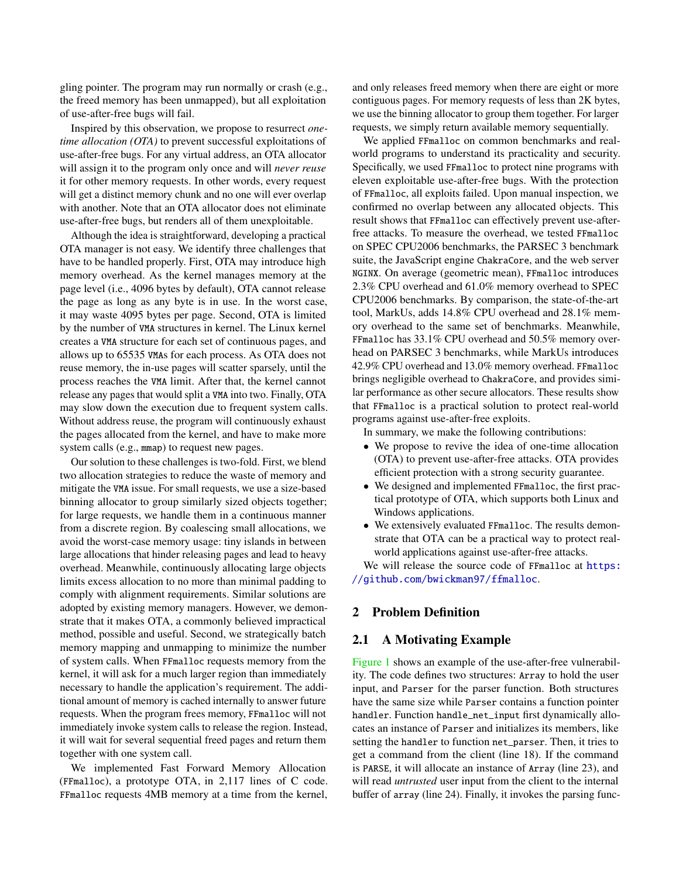gling pointer. The program may run normally or crash (e.g., the freed memory has been unmapped), but all exploitation of use-after-free bugs will fail.

Inspired by this observation, we propose to resurrect *one-time allocation (OTA)* to prevent successful exploitations of use-after-free bugs. For any virtual address, an OTA allocator will assign it to the program only once and will *never reuse* it for other memory requests. In other words, every request will get a distinct memory chunk and no one will ever overlap with another. Note that an OTA allocator does not eliminate use-after-free bugs, but renders all of them unexploitable.

Although the idea is straightforward, developing a practical OTA manager is not easy. We identify three challenges that have to be handled properly. First, OTA may introduce high memory overhead. As the kernel manages memory at the page level (i.e., 4096 bytes by default), OTA cannot release the page as long as any byte is in use. In the worst case, it may waste 4095 bytes per page. Second, OTA is limited by the number of `VMA` structures in kernel. The Linux kernel creates a `VMA` structure for each set of continuous pages, and allows up to 65535 `VMA`s for each process. As OTA does not reuse memory, the in-use pages will scatter sparsely, until the process reaches the `VMA` limit. After that, the kernel cannot release any pages that would split a `VMA` into two. Finally, OTA may slow down the execution due to frequent system calls. Without address reuse, the program will continuously exhaust the pages allocated from the kernel, and have to make more system calls (e.g., `mmap`) to request new pages.

Our solution to these challenges is two-fold. First, we blend two allocation strategies to reduce the waste of memory and mitigate the `VMA` issue. For small requests, we use a size-based binning allocator to group similarly sized objects together; for large requests, we handle them in a continuous manner from a discrete region. By coalescing small allocations, we avoid the worst-case memory usage: tiny islands in between large allocations that hinder releasing pages and lead to heavy overhead. Meanwhile, continuously allocating large objects limits excess allocation to no more than minimal padding to comply with alignment requirements. Similar solutions are adopted by existing memory managers. However, we demonstrate that it makes OTA, a commonly believed impractical method, possible and useful. Second, we strategically batch memory mapping and unmapping to minimize the number of system calls. When `FFmalloc` requests memory from the kernel, it will ask for a much larger region than immediately necessary to handle the application's requirement. The additional amount of memory is cached internally to answer future requests. When the program frees memory, `FFmalloc` will not immediately invoke system calls to release the region. Instead, it will wait for several sequential freed pages and return them together with one system call.

We implemented Fast Forward Memory Allocation (`FFmalloc`), a prototype OTA, in 2,117 lines of C code. `FFmalloc` requests 4MB memory at a time from the kernel, and only releases freed memory when there are eight or more contiguous pages. For memory requests of less than 2K bytes, we use the binning allocator to group them together. For larger requests, we simply return available memory sequentially.

We applied `FFmalloc` on common benchmarks and real-world programs to understand its practicality and security. Specifically, we used `FFmalloc` to protect nine programs with eleven exploitable use-after-free bugs. With the protection of `FFmalloc`, all exploits failed. Upon manual inspection, we confirmed no overlap between any allocated objects. This result shows that `FFmalloc` can effectively prevent use-after-free attacks. To measure the overhead, we tested `FFmalloc` on SPEC CPU2006 benchmarks, the PARSEC 3 benchmark suite, the JavaScript engine `ChakraCore`, and the web server `NGINX`. On average (geometric mean), `FFmalloc` introduces 2.3% CPU overhead and 61.0% memory overhead to SPEC CPU2006 benchmarks. By comparison, the state-of-the-art tool, MarkUs, adds 14.8% CPU overhead and 28.1% memory overhead to the same set of benchmarks. Meanwhile, `FFmalloc` has 33.1% CPU overhead and 50.5% memory overhead on PARSEC 3 benchmarks, while MarkUs introduces 42.9% CPU overhead and 13.0% memory overhead. `FFmalloc` brings negligible overhead to `ChakraCore`, and provides similar performance as other secure allocators. These results show that `FFmalloc` is a practical solution to protect real-world programs against use-after-free exploits.

In summary, we make the following contributions:

- We propose to revive the idea of one-time allocation (OTA) to prevent use-after-free attacks. OTA provides efficient protection with a strong security guarantee.
- We designed and implemented `FFmalloc`, the first practical prototype of OTA, which supports both Linux and Windows applications.
- We extensively evaluated `FFmalloc`. The results demonstrate that OTA can be a practical way to protect real-world applications against use-after-free attacks.

We will release the source code of `FFmalloc` at https://github.com/bwickman97/ffmalloc.

## 2 Problem Definition

### 2.1 A Motivating Example

Figure 1 shows an example of the use-after-free vulnerability. The code defines two structures: `Array` to hold the user input, and `Parser` for the parser function. Both structures have the same size while `Parser` contains a function pointer `handler`. Function `handle_net_input` first dynamically allocates an instance of `Parser` and initializes its members, like setting the `handler` to function `net_parser`. Then, it tries to get a command from the client (line 18). If the command is `PARSE`, it will allocate an instance of `Array` (line 23), and will read *untrusted* user input from the client to the internal buffer of `array` (line 24). Finally, it invokes the parsing func-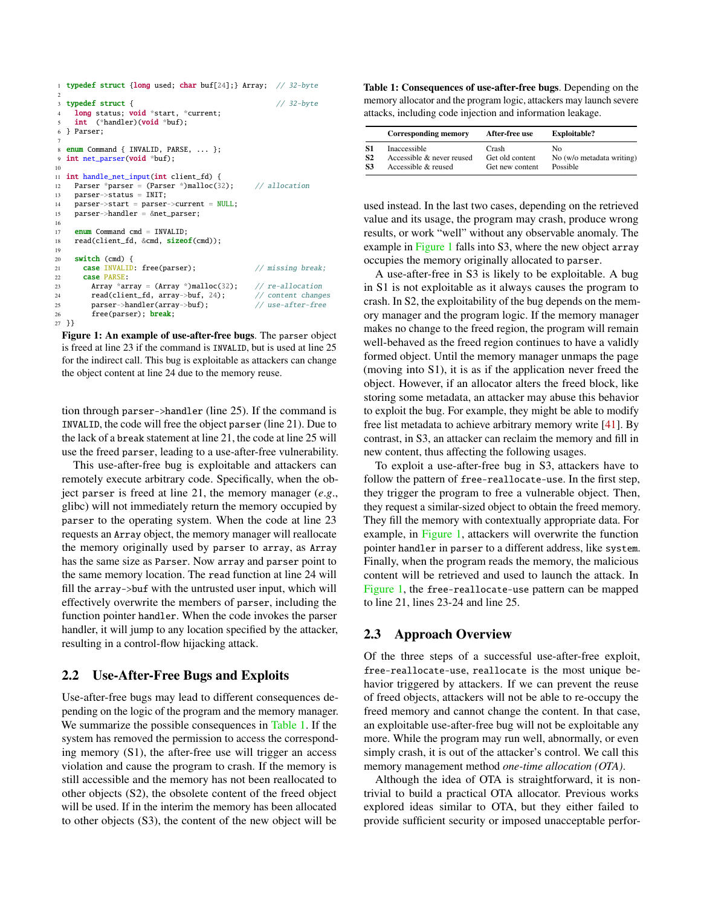```c
typedef struct {long used; char buf[24];} Array;  // 32-byte

typedef struct {                                  // 32-byte
  long status; void *start, *current;
  int  (*handler)(void *buf);
} Parser;

enum Command { INVALID, PARSE, ... };
int net_parser(void *buf);

int handle_net_input(int client_fd) {
  Parser *parser = (Parser *)malloc(32);      // allocation
  parser->status = INIT;
  parser->start = parser->current = NULL;
  parser->handler = &net_parser;

  enum Command cmd = INVALID;
  read(client_fd, &cmd, sizeof(cmd));

  switch (cmd) {
    case INVALID: free(parser);               // missing break;
    case PARSE:
      Array *array = (Array *)malloc(32);     // re-allocation
      read(client_fd, array->buf, 24);        // content changes
      parser->handler(array->buf);            // use-after-free
      free(parser); break;
}}
```

**Figure 1: An example of use-after-free bugs**. The `parser` object is freed at line 23 if the command is `INVALID`, but is used at line 25 for the indirect call. This bug is exploitable as attackers can change the object content at line 24 due to the memory reuse.

tion through `parser->handler` (line 25). If the command is `INVALID`, the code will free the object `parser` (line 21). Due to the lack of a `break` statement at line 21, the code at line 25 will use the freed `parser`, leading to a use-after-free vulnerability.

This use-after-free bug is exploitable and attackers can remotely execute arbitrary code. Specifically, when the object `parser` is freed at line 21, the memory manager (*e.g.*, glibc) will not immediately return the memory occupied by `parser` to the operating system. When the code at line 23 requests an `Array` object, the memory manager will reallocate the memory originally used by `parser` to `array`, as `Array` has the same size as `Parser`. Now `array` and `parser` point to the same memory location. The `read` function at line 24 will fill the `array->buf` with the untrusted user input, which will effectively overwrite the members of `parser`, including the function pointer `handler`. When the code invokes the parser handler, it will jump to any location specified by the attacker, resulting in a control-flow hijacking attack.

## 2.2 Use-After-Free Bugs and Exploits

Use-after-free bugs may lead to different consequences depending on the logic of the program and the memory manager. We summarize the possible consequences in Table 1. If the system has removed the permission to access the corresponding memory (S1), the after-free use will trigger an access violation and cause the program to crash. If the memory is still accessible and the memory has not been reallocated to other objects (S2), the obsolete content of the freed object will be used. If in the interim the memory has been allocated to other objects (S3), the content of the new object will be used instead. In the last two cases, depending on the retrieved value and its usage, the program may crash, produce wrong results, or work "well" without any observable anomaly. The example in Figure 1 falls into S3, where the new object `array` occupies the memory originally allocated to `parser`.

**Table 1: Consequences of use-after-free bugs**. Depending on the memory allocator and the program logic, attackers may launch severe attacks, including code injection and information leakage.

| | Corresponding memory | After-free use | Exploitable? |
|---|---|---|---|
| **S1** | Inaccessible | Crash | No |
| **S2** | Accessible & never reused | Get old content | No (w/o metadata writing) |
| **S3** | Accessible & reused | Get new content | Possible |

A use-after-free in S3 is likely to be exploitable. A bug in S1 is not exploitable as it always causes the program to crash. In S2, the exploitability of the bug depends on the memory manager and the program logic. If the memory manager makes no change to the freed region, the program will remain well-behaved as the freed region continues to have a validly formed object. Until the memory manager unmaps the page (moving into S1), it is as if the application never freed the object. However, if an allocator alters the freed block, like storing some metadata, an attacker may abuse this behavior to exploit the bug. For example, they might be able to modify free list metadata to achieve arbitrary memory write [41]. By contrast, in S3, an attacker can reclaim the memory and fill in new content, thus affecting the following usages.

To exploit a use-after-free bug in S3, attackers have to follow the pattern of `free-reallocate-use`. In the first step, they trigger the program to free a vulnerable object. Then, they request a similar-sized object to obtain the freed memory. They fill the memory with contextually appropriate data. For example, in Figure 1, attackers will overwrite the function pointer `handler` in `parser` to a different address, like `system`. Finally, when the program reads the memory, the malicious content will be retrieved and used to launch the attack. In Figure 1, the `free-reallocate-use` pattern can be mapped to line 21, lines 23-24 and line 25.

## 2.3 Approach Overview

Of the three steps of a successful use-after-free exploit, `free-reallocate-use`, `reallocate` is the most unique behavior triggered by attackers. If we can prevent the reuse of freed objects, attackers will not be able to re-occupy the freed memory and cannot change the content. In that case, an exploitable use-after-free bug will not be exploitable any more. While the program may run well, abnormally, or even simply crash, it is out of the attacker's control. We call this memory management method *one-time allocation (OTA)*.

Although the idea of OTA is straightforward, it is non-trivial to build a practical OTA allocator. Previous works explored ideas similar to OTA, but they either failed to provide sufficient security or imposed unacceptable perfor-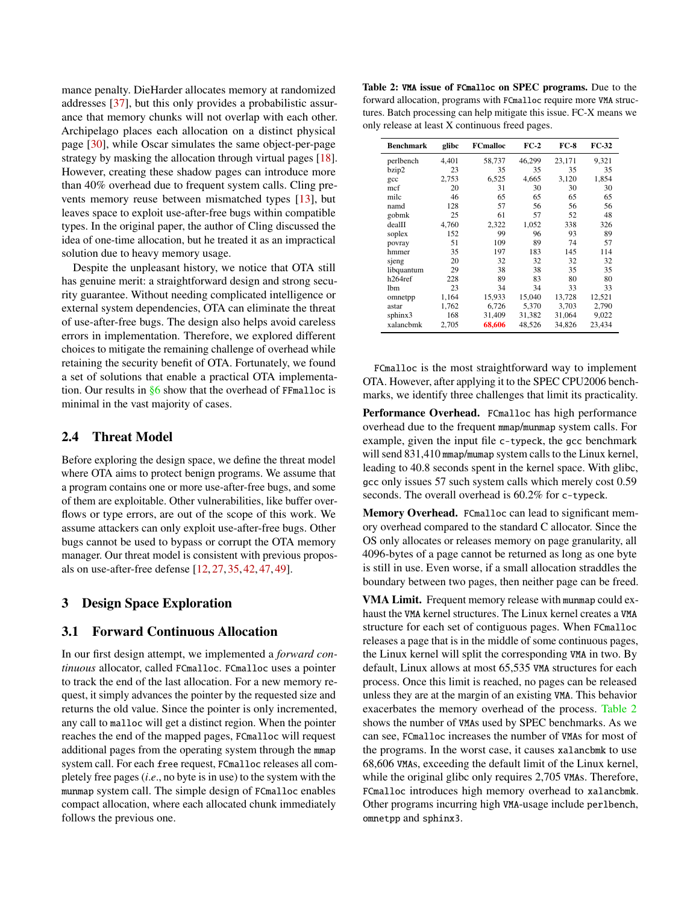mance penalty. DieHarder allocates memory at randomized addresses [37], but this only provides a probabilistic assurance that memory chunks will not overlap with each other. Archipelago places each allocation on a distinct physical page [30], while Oscar simulates the same object-per-page strategy by masking the allocation through virtual pages [18]. However, creating these shadow pages can introduce more than 40% overhead due to frequent system calls. Cling prevents memory reuse between mismatched types [13], but leaves space to exploit use-after-free bugs within compatible types. In the original paper, the author of Cling discussed the idea of one-time allocation, but he treated it as an impractical solution due to heavy memory usage.

Despite the unpleasant history, we notice that OTA still has genuine merit: a straightforward design and strong security guarantee. Without needing complicated intelligence or external system dependencies, OTA can eliminate the threat of use-after-free bugs. The design also helps avoid careless errors in implementation. Therefore, we explored different choices to mitigate the remaining challenge of overhead while retaining the security benefit of OTA. Fortunately, we found a set of solutions that enable a practical OTA implementation. Our results in §6 show that the overhead of `FFmalloc` is minimal in the vast majority of cases.

## 2.4 Threat Model

Before exploring the design space, we define the threat model where OTA aims to protect benign programs. We assume that a program contains one or more use-after-free bugs, and some of them are exploitable. Other vulnerabilities, like buffer overflows or type errors, are out of the scope of this work. We assume attackers can only exploit use-after-free bugs. Other bugs cannot be used to bypass or corrupt the OTA memory manager. Our threat model is consistent with previous proposals on use-after-free defense [12, 27, 35, 42, 47, 49].

# 3 Design Space Exploration

## 3.1 Forward Continuous Allocation

In our first design attempt, we implemented a *forward continuous* allocator, called `FCmalloc`. `FCmalloc` uses a pointer to track the end of the last allocation. For a new memory request, it simply advances the pointer by the requested size and returns the old value. Since the pointer is only incremented, any call to `malloc` will get a distinct region. When the pointer reaches the end of the mapped pages, `FCmalloc` will request additional pages from the operating system through the `mmap` system call. For each `free` request, `FCmalloc` releases all completely free pages (*i.e.*, no byte is in use) to the system with the `munmap` system call. The simple design of `FCmalloc` enables compact allocation, where each allocated chunk immediately follows the previous one.

**Table 2: `VMA` issue of `FCmalloc` on SPEC programs.** Due to the forward allocation, programs with `FCmalloc` require more `VMA` structures. Batch processing can help mitigate this issue. FC-X means we only release at least X continuous freed pages.

| Benchmark | glibc | FCmalloc | FC-2 | FC-8 | FC-32 |
|---|---|---|---|---|---|
| perlbench | 4,401 | 58,737 | 46,299 | 23,171 | 9,321 |
| bzip2 | 23 | 35 | 35 | 35 | 35 |
| gcc | 2,753 | 6,525 | 4,665 | 3,120 | 1,854 |
| mcf | 20 | 31 | 30 | 30 | 30 |
| milc | 46 | 65 | 65 | 65 | 65 |
| namd | 128 | 57 | 56 | 56 | 56 |
| gobmk | 25 | 61 | 57 | 52 | 48 |
| dealII | 4,760 | 2,322 | 1,052 | 338 | 326 |
| soplex | 152 | 99 | 96 | 93 | 89 |
| povray | 51 | 109 | 89 | 74 | 57 |
| hmmer | 35 | 197 | 183 | 145 | 114 |
| sjeng | 20 | 32 | 32 | 32 | 32 |
| libquantum | 29 | 38 | 38 | 35 | 35 |
| h264ref | 228 | 89 | 83 | 80 | 80 |
| lbm | 23 | 34 | 34 | 33 | 33 |
| omnetpp | 1,164 | 15,933 | 15,040 | 13,728 | 12,521 |
| astar | 1,762 | 6,726 | 5,370 | 3,703 | 2,790 |
| sphinx3 | 168 | 31,409 | 31,382 | 31,064 | 9,022 |
| xalancbmk | 2,705 | 68,606 | 48,526 | 34,826 | 23,434 |

`FCmalloc` is the most straightforward way to implement OTA. However, after applying it to the SPEC CPU2006 benchmarks, we identify three challenges that limit its practicality.

**Performance Overhead.** `FCmalloc` has high performance overhead due to the frequent `mmap`/`munmap` system calls. For example, given the input file `c-typeck`, the `gcc` benchmark will send 831,410 `mmap`/`mumap` system calls to the Linux kernel, leading to 40.8 seconds spent in the kernel space. With glibc, `gcc` only issues 57 such system calls which merely cost 0.59 seconds. The overall overhead is 60.2% for `c-typeck`.

**Memory Overhead.** `FCmalloc` can lead to significant memory overhead compared to the standard C allocator. Since the OS only allocates or releases memory on page granularity, all 4096-bytes of a page cannot be returned as long as one byte is still in use. Even worse, if a small allocation straddles the boundary between two pages, then neither page can be freed.

**VMA Limit.** Frequent memory release with `munmap` could exhaust the `VMA` kernel structures. The Linux kernel creates a `VMA` structure for each set of contiguous pages. When `FCmalloc` releases a page that is in the middle of some continuous pages, the Linux kernel will split the corresponding `VMA` in two. By default, Linux allows at most 65,535 `VMA` structures for each process. Once this limit is reached, no pages can be released unless they are at the margin of an existing `VMA`. This behavior exacerbates the memory overhead of the process. Table 2 shows the number of `VMA`s used by SPEC benchmarks. As we can see, `FCmalloc` increases the number of `VMA`s for most of the programs. In the worst case, it causes `xalancbmk` to use 68,606 `VMA`s, exceeding the default limit of the Linux kernel, while the original glibc only requires 2,705 `VMA`s. Therefore, `FCmalloc` introduces high memory overhead to `xalancbmk`. Other programs incurring high `VMA`-usage include `perlbench`, `omnetpp` and `sphinx3`.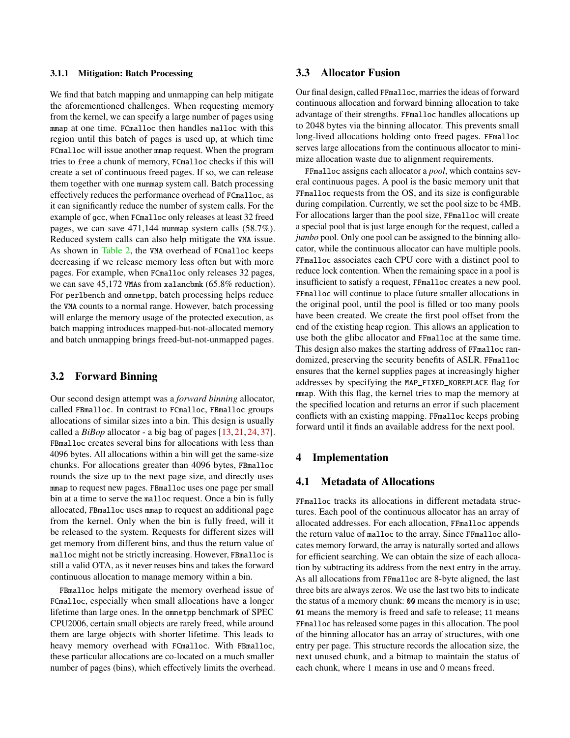#### 3.1.1 Mitigation: Batch Processing

We find that batch mapping and unmapping can help mitigate the aforementioned challenges. When requesting memory from the kernel, we can specify a large number of pages using `mmap` at one time. `FCmalloc` then handles `malloc` with this region until this batch of pages is used up, at which time `FCmalloc` will issue another `mmap` request. When the program tries to `free` a chunk of memory, `FCmalloc` checks if this will create a set of continuous freed pages. If so, we can release them together with one `munmap` system call. Batch processing effectively reduces the performance overhead of `FCmalloc`, as it can significantly reduce the number of system calls. For the example of `gcc`, when `FCmalloc` only releases at least 32 freed pages, we can save 471,144 `munmap` system calls (58.7%). Reduced system calls can also help mitigate the `VMA` issue. As shown in Table 2, the `VMA` overhead of `FCmalloc` keeps decreasing if we release memory less often but with more pages. For example, when `FCmalloc` only releases 32 pages, we can save 45,172 `VMAs` from `xalancbmk` (65.8% reduction). For `perlbench` and `omnetpp`, batch processing helps reduce the `VMA` counts to a normal range. However, batch processing will enlarge the memory usage of the protected execution, as batch mapping introduces mapped-but-not-allocated memory and batch unmapping brings freed-but-not-unmapped pages.

### 3.2 Forward Binning

Our second design attempt was a *forward binning* allocator, called `FBmalloc`. In contrast to `FCmalloc`, `FBmalloc` groups allocations of similar sizes into a bin. This design is usually called a *BiBop* allocator - a big bag of pages [13, 21, 24, 37]. `FBmalloc` creates several bins for allocations with less than 4096 bytes. All allocations within a bin will get the same-size chunks. For allocations greater than 4096 bytes, `FBmalloc` rounds the size up to the next page size, and directly uses `mmap` to request new pages. `FBmalloc` uses one page per small bin at a time to serve the `malloc` request. Once a bin is fully allocated, `FBmalloc` uses `mmap` to request an additional page from the kernel. Only when the bin is fully freed, will it be released to the system. Requests for different sizes will get memory from different bins, and thus the return value of `malloc` might not be strictly increasing. However, `FBmalloc` is still a valid OTA, as it never reuses bins and takes the forward continuous allocation to manage memory within a bin.

`FBmalloc` helps mitigate the memory overhead issue of `FCmalloc`, especially when small allocations have a longer lifetime than large ones. In the `omnetpp` benchmark of SPEC CPU2006, certain small objects are rarely freed, while around them are large objects with shorter lifetime. This leads to heavy memory overhead with `FCmalloc`. With `FBmalloc`, these particular allocations are co-located on a much smaller number of pages (bins), which effectively limits the overhead.

### 3.3 Allocator Fusion

Our final design, called `FFmalloc`, marries the ideas of forward continuous allocation and forward binning allocation to take advantage of their strengths. `FFmalloc` handles allocations up to 2048 bytes via the binning allocator. This prevents small long-lived allocations holding onto freed pages. `FFmalloc` serves large allocations from the continuous allocator to minimize allocation waste due to alignment requirements.

`FFmalloc` assigns each allocator a *pool*, which contains several continuous pages. A pool is the basic memory unit that `FFmalloc` requests from the OS, and its size is configurable during compilation. Currently, we set the pool size to be 4MB. For allocations larger than the pool size, `FFmalloc` will create a special pool that is just large enough for the request, called a *jumbo* pool. Only one pool can be assigned to the binning allocator, while the continuous allocator can have multiple pools. `FFmalloc` associates each CPU core with a distinct pool to reduce lock contention. When the remaining space in a pool is insufficient to satisfy a request, `FFmalloc` creates a new pool. `FFmalloc` will continue to place future smaller allocations in the original pool, until the pool is filled or too many pools have been created. We create the first pool offset from the end of the existing heap region. This allows an application to use both the glibc allocator and `FFmalloc` at the same time. This design also makes the starting address of `FFmalloc` randomized, preserving the security benefits of ASLR. `FFmalloc` ensures that the kernel supplies pages at increasingly higher addresses by specifying the `MAP_FIXED_NOREPLACE` flag for `mmap`. With this flag, the kernel tries to map the memory at the specified location and returns an error if such placement conflicts with an existing mapping. `FFmalloc` keeps probing forward until it finds an available address for the next pool.

## 4 Implementation

### 4.1 Metadata of Allocations

`FFmalloc` tracks its allocations in different metadata structures. Each pool of the continuous allocator has an array of allocated addresses. For each allocation, `FFmalloc` appends the return value of `malloc` to the array. Since `FFmalloc` allocates memory forward, the array is naturally sorted and allows for efficient searching. We can obtain the size of each allocation by subtracting its address from the next entry in the array. As all allocations from `FFmalloc` are 8-byte aligned, the last three bits are always zeros. We use the last two bits to indicate the status of a memory chunk: `00` means the memory is in use; `01` means the memory is freed and safe to release; `11` means `FFmalloc` has released some pages in this allocation. The pool of the binning allocator has an array of structures, with one entry per page. This structure records the allocation size, the next unused chunk, and a bitmap to maintain the status of each chunk, where 1 means in use and 0 means freed.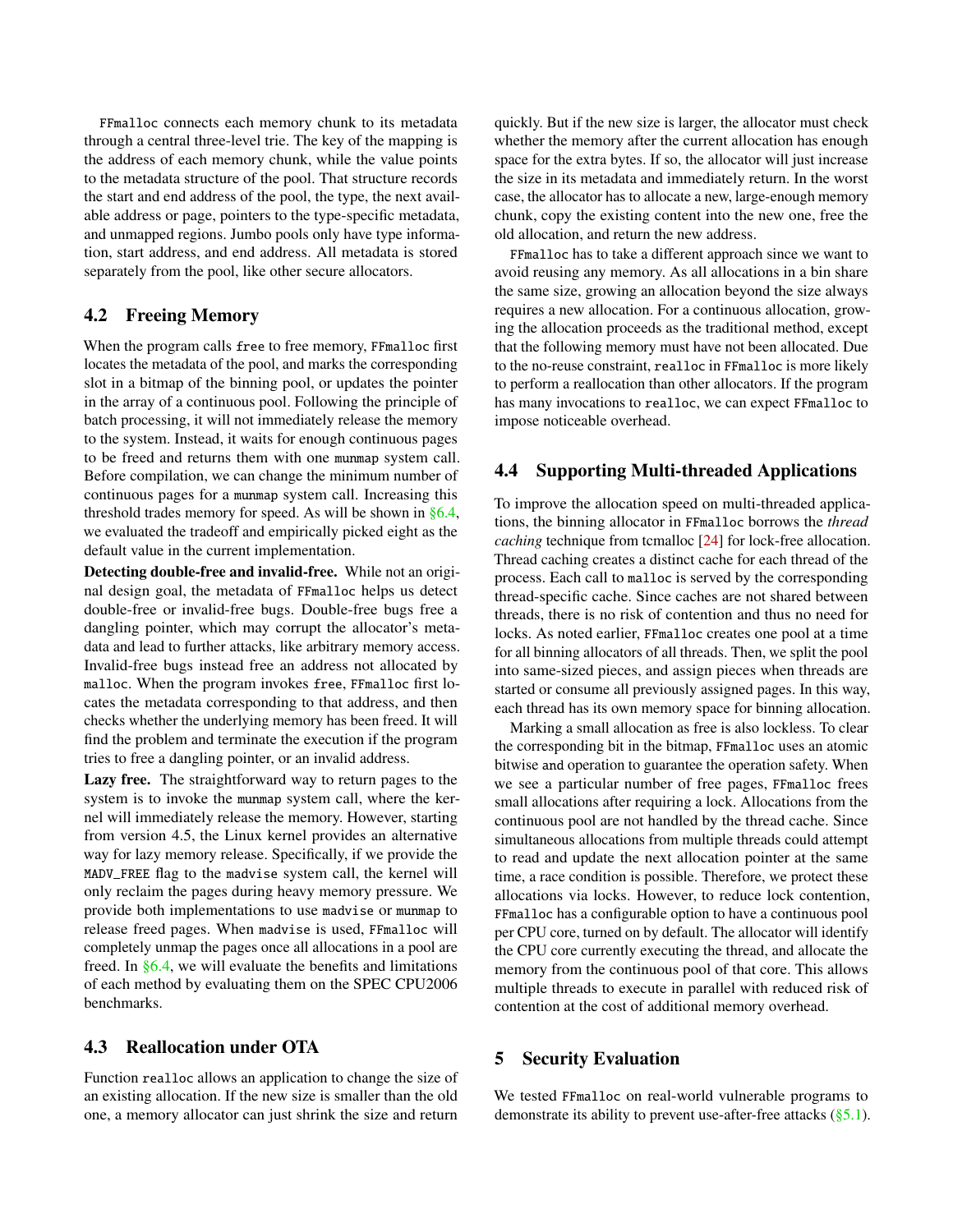FFmalloc connects each memory chunk to its metadata through a central three-level trie. The key of the mapping is the address of each memory chunk, while the value points to the metadata structure of the pool. That structure records the start and end address of the pool, the type, the next available address or page, pointers to the type-specific metadata, and unmapped regions. Jumbo pools only have type information, start address, and end address. All metadata is stored separately from the pool, like other secure allocators.

## 4.2 Freeing Memory

When the program calls free to free memory, FFmalloc first locates the metadata of the pool, and marks the corresponding slot in a bitmap of the binning pool, or updates the pointer in the array of a continuous pool. Following the principle of batch processing, it will not immediately release the memory to the system. Instead, it waits for enough continuous pages to be freed and returns them with one munmap system call. Before compilation, we can change the minimum number of continuous pages for a munmap system call. Increasing this threshold trades memory for speed. As will be shown in §6.4, we evaluated the tradeoff and empirically picked eight as the default value in the current implementation.

**Detecting double-free and invalid-free.** While not an original design goal, the metadata of FFmalloc helps us detect double-free or invalid-free bugs. Double-free bugs free a dangling pointer, which may corrupt the allocator's metadata and lead to further attacks, like arbitrary memory access. Invalid-free bugs instead free an address not allocated by malloc. When the program invokes free, FFmalloc first locates the metadata corresponding to that address, and then checks whether the underlying memory has been freed. It will find the problem and terminate the execution if the program tries to free a dangling pointer, or an invalid address.

**Lazy free.** The straightforward way to return pages to the system is to invoke the munmap system call, where the kernel will immediately release the memory. However, starting from version 4.5, the Linux kernel provides an alternative way for lazy memory release. Specifically, if we provide the MADV_FREE flag to the madvise system call, the kernel will only reclaim the pages during heavy memory pressure. We provide both implementations to use madvise or munmap to release freed pages. When madvise is used, FFmalloc will completely unmap the pages once all allocations in a pool are freed. In §6.4, we will evaluate the benefits and limitations of each method by evaluating them on the SPEC CPU2006 benchmarks.

## 4.3 Reallocation under OTA

Function realloc allows an application to change the size of an existing allocation. If the new size is smaller than the old one, a memory allocator can just shrink the size and return quickly. But if the new size is larger, the allocator must check whether the memory after the current allocation has enough space for the extra bytes. If so, the allocator will just increase the size in its metadata and immediately return. In the worst case, the allocator has to allocate a new, large-enough memory chunk, copy the existing content into the new one, free the old allocation, and return the new address.

FFmalloc has to take a different approach since we want to avoid reusing any memory. As all allocations in a bin share the same size, growing an allocation beyond the size always requires a new allocation. For a continuous allocation, growing the allocation proceeds as the traditional method, except that the following memory must have not been allocated. Due to the no-reuse constraint, realloc in FFmalloc is more likely to perform a reallocation than other allocators. If the program has many invocations to realloc, we can expect FFmalloc to impose noticeable overhead.

## 4.4 Supporting Multi-threaded Applications

To improve the allocation speed on multi-threaded applications, the binning allocator in FFmalloc borrows the *thread caching* technique from tcmalloc [24] for lock-free allocation. Thread caching creates a distinct cache for each thread of the process. Each call to malloc is served by the corresponding thread-specific cache. Since caches are not shared between threads, there is no risk of contention and thus no need for locks. As noted earlier, FFmalloc creates one pool at a time for all binning allocators of all threads. Then, we split the pool into same-sized pieces, and assign pieces when threads are started or consume all previously assigned pages. In this way, each thread has its own memory space for binning allocation.

Marking a small allocation as free is also lockless. To clear the corresponding bit in the bitmap, FFmalloc uses an atomic bitwise and operation to guarantee the operation safety. When we see a particular number of free pages, FFmalloc frees small allocations after requiring a lock. Allocations from the continuous pool are not handled by the thread cache. Since simultaneous allocations from multiple threads could attempt to read and update the next allocation pointer at the same time, a race condition is possible. Therefore, we protect these allocations via locks. However, to reduce lock contention, FFmalloc has a configurable option to have a continuous pool per CPU core, turned on by default. The allocator will identify the CPU core currently executing the thread, and allocate the memory from the continuous pool of that core. This allows multiple threads to execute in parallel with reduced risk of contention at the cost of additional memory overhead.

# 5 Security Evaluation

We tested FFmalloc on real-world vulnerable programs to demonstrate its ability to prevent use-after-free attacks (§5.1).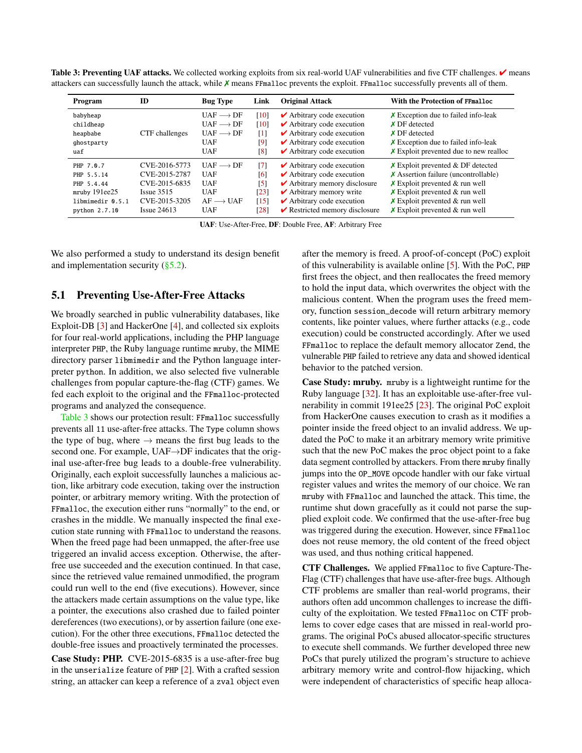**Table 3: Preventing UAF attacks.** We collected working exploits from six real-world UAF vulnerabilities and five CTF challenges. ✔ means attackers can successfully launch the attack, while ✗ means `FFmalloc` prevents the exploit. `FFmalloc` successfully prevents all of them.

| Program | ID | Bug Type | Link | Original Attack | With the Protection of `FFmalloc` |
|---|---|---|---|---|---|
| `babyheap` | CTF challenges | UAF ⟶ DF | [10] | ✔ Arbitrary code execution | ✗ Exception due to failed info-leak |
| `childheap` | | UAF ⟶ DF | [10] | ✔ Arbitrary code execution | ✗ DF detected |
| `heapbabe` | | UAF ⟶ DF | [1] | ✔ Arbitrary code execution | ✗ DF detected |
| `ghostparty` | | UAF | [9] | ✔ Arbitrary code execution | ✗ Exception due to failed info-leak |
| `uaf` | | UAF | [8] | ✔ Arbitrary code execution | ✗ Exploit prevented due to new realloc |
| `PHP 7.0.7` | CVE-2016-5773 | UAF ⟶ DF | [7] | ✔ Arbitrary code execution | ✗ Exploit prevented & DF detected |
| `PHP 5.5.14` | CVE-2015-2787 | UAF | [6] | ✔ Arbitrary code execution | ✗ Assertion failure (uncontrollable) |
| `PHP 5.4.44` | CVE-2015-6835 | UAF | [5] | ✔ Arbitrary memory disclosure | ✗ Exploit prevented & run well |
| `mruby 191ee25` | Issue 3515 | UAF | [23] | ✔ Arbitrary memory write | ✗ Exploit prevented & run well |
| `libmimedir 0.5.1` | CVE-2015-3205 | AF ⟶ UAF | [15] | ✔ Arbitrary code execution | ✗ Exploit prevented & run well |
| `python 2.7.10` | Issue 24613 | UAF | [28] | ✔ Restricted memory disclosure | ✗ Exploit prevented & run well |

**UAF**: Use-After-Free, **DF**: Double Free, **AF**: Arbitrary Free

We also performed a study to understand its design benefit and implementation security (§5.2).

## 5.1 Preventing Use-After-Free Attacks

We broadly searched in public vulnerability databases, like Exploit-DB [3] and HackerOne [4], and collected six exploits for four real-world applications, including the PHP language interpreter `PHP`, the Ruby language runtime `mruby`, the MIME directory parser `libmimedir` and the Python language interpreter `python`. In addition, we also selected five vulnerable challenges from popular capture-the-flag (CTF) games. We fed each exploit to the original and the `FFmalloc`-protected programs and analyzed the consequence.

Table 3 shows our protection result: `FFmalloc` successfully prevents all `11` use-after-free attacks. The `Type` column shows the type of bug, where → means the first bug leads to the second one. For example, UAF→DF indicates that the original use-after-free bug leads to a double-free vulnerability. Originally, each exploit successfully launches a malicious action, like arbitrary code execution, taking over the instruction pointer, or arbitrary memory writing. With the protection of `FFmalloc`, the execution either runs "normally" to the end, or crashes in the middle. We manually inspected the final execution state running with `FFmalloc` to understand the reasons. When the freed page had been unmapped, the after-free use triggered an invalid access exception. Otherwise, the after-free use succeeded and the execution continued. In that case, since the retrieved value remained unmodified, the program could run well to the end (five executions). However, since the attackers made certain assumptions on the value type, like a pointer, the executions also crashed due to failed pointer dereferences (two executions), or by assertion failure (one execution). For the other three executions, `FFmalloc` detected the double-free issues and proactively terminated the processes.

**Case Study: PHP.** CVE-2015-6835 is a use-after-free bug in the `unserialize` feature of `PHP` [2]. With a crafted session string, an attacker can keep a reference of a `zval` object even after the memory is freed. A proof-of-concept (PoC) exploit of this vulnerability is available online [5]. With the PoC, `PHP` first frees the object, and then reallocates the freed memory to hold the input data, which overwrites the object with the malicious content. When the program uses the freed memory, function `session_decode` will return arbitrary memory contents, like pointer values, where further attacks (e.g., code execution) could be constructed accordingly. After we used `FFmalloc` to replace the default memory allocator `Zend`, the vulnerable `PHP` failed to retrieve any data and showed identical behavior to the patched version.

**Case Study: mruby.** `mruby` is a lightweight runtime for the Ruby language [32]. It has an exploitable use-after-free vulnerability in commit 191ee25 [23]. The original PoC exploit from HackerOne causes execution to crash as it modifies a pointer inside the freed object to an invalid address. We updated the PoC to make it an arbitrary memory write primitive such that the new PoC makes the `proc` object point to a fake data segment controlled by attackers. From there `mruby` finally jumps into the `OP_MOVE` opcode handler with our fake virtual register values and writes the memory of our choice. We ran `mruby` with `FFmalloc` and launched the attack. This time, the runtime shut down gracefully as it could not parse the supplied exploit code. We confirmed that the use-after-free bug was triggered during the execution. However, since `FFmalloc` does not reuse memory, the old content of the freed object was used, and thus nothing critical happened.

**CTF Challenges.** We applied `FFmalloc` to five Capture-The-Flag (CTF) challenges that have use-after-free bugs. Although CTF problems are smaller than real-world programs, their authors often add uncommon challenges to increase the difficulty of the exploitation. We tested `FFmalloc` on CTF problems to cover edge cases that are missed in real-world programs. The original PoCs abused allocator-specific structures to execute shell commands. We further developed three new PoCs that purely utilized the program's structure to achieve arbitrary memory write and control-flow hijacking, which were independent of characteristics of specific heap alloca-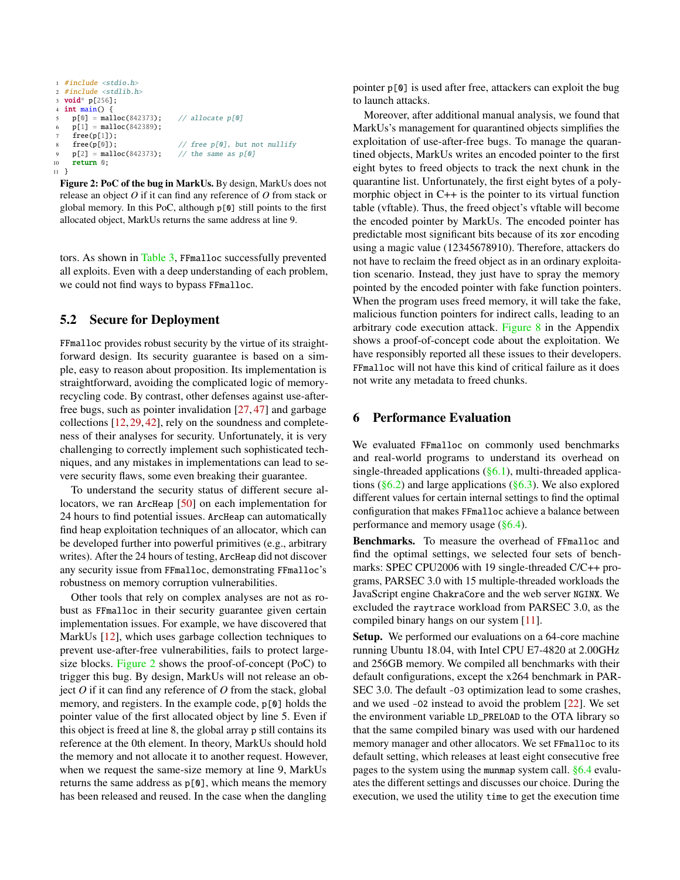```c
#include <stdio.h>
#include <stdlib.h>
void* p[256];
int main() {
  p[0] = malloc(842373);    // allocate p[0]
  p[1] = malloc(842389);
  free(p[1]);
  free(p[0]);               // free p[0], but not nullify
  p[2] = malloc(842373);    // the same as p[0]
  return 0;
}
```

**Figure 2: PoC of the bug in MarkUs.** By design, MarkUs does not release an object *O* if it can find any reference of *O* from stack or global memory. In this PoC, although `p[0]` still points to the first allocated object, MarkUs returns the same address at line 9.

tors. As shown in Table 3, `FFmalloc` successfully prevented all exploits. Even with a deep understanding of each problem, we could not find ways to bypass `FFmalloc`.

## 5.2 Secure for Deployment

`FFmalloc` provides robust security by the virtue of its straightforward design. Its security guarantee is based on a simple, easy to reason about proposition. Its implementation is straightforward, avoiding the complicated logic of memory-recycling code. By contrast, other defenses against use-after-free bugs, such as pointer invalidation [27, 47] and garbage collections [12, 29, 42], rely on the soundness and completeness of their analyses for security. Unfortunately, it is very challenging to correctly implement such sophisticated techniques, and any mistakes in implementations can lead to severe security flaws, some even breaking their guarantee.

To understand the security status of different secure allocators, we ran `ArcHeap` [50] on each implementation for 24 hours to find potential issues. `ArcHeap` can automatically find heap exploitation techniques of an allocator, which can be developed further into powerful primitives (e.g., arbitrary writes). After the 24 hours of testing, `ArcHeap` did not discover any security issue from `FFmalloc`, demonstrating `FFmalloc`'s robustness on memory corruption vulnerabilities.

Other tools that rely on complex analyses are not as robust as `FFmalloc` in their security guarantee given certain implementation issues. For example, we have discovered that MarkUs [12], which uses garbage collection techniques to prevent use-after-free vulnerabilities, fails to protect large-size blocks. Figure 2 shows the proof-of-concept (PoC) to trigger this bug. By design, MarkUs will not release an object *O* if it can find any reference of *O* from the stack, global memory, and registers. In the example code, `p[0]` holds the pointer value of the first allocated object by line 5. Even if this object is freed at line 8, the global array `p` still contains its reference at the 0th element. In theory, MarkUs should hold the memory and not allocate it to another request. However, when we request the same-size memory at line 9, MarkUs returns the same address as `p[0]`, which means the memory has been released and reused. In the case when the dangling pointer `p[0]` is used after free, attackers can exploit the bug to launch attacks.

Moreover, after additional manual analysis, we found that MarkUs's management for quarantined objects simplifies the exploitation of use-after-free bugs. To manage the quarantined objects, MarkUs writes an encoded pointer to the first eight bytes to freed objects to track the next chunk in the quarantine list. Unfortunately, the first eight bytes of a polymorphic object in C++ is the pointer to its virtual function table (vftable). Thus, the freed object's vftable will become the encoded pointer by MarkUs. The encoded pointer has predictable most significant bits because of its `xor` encoding using a magic value (12345678910). Therefore, attackers do not have to reclaim the freed object as in an ordinary exploitation scenario. Instead, they just have to spray the memory pointed by the encoded pointer with fake function pointers. When the program uses freed memory, it will take the fake, malicious function pointers for indirect calls, leading to an arbitrary code execution attack. Figure 8 in the Appendix shows a proof-of-concept code about the exploitation. We have responsibly reported all these issues to their developers. `FFmalloc` will not have this kind of critical failure as it does not write any metadata to freed chunks.

# 6 Performance Evaluation

We evaluated `FFmalloc` on commonly used benchmarks and real-world programs to understand its overhead on single-threaded applications (§6.1), multi-threaded applications (§6.2) and large applications (§6.3). We also explored different values for certain internal settings to find the optimal configuration that makes `FFmalloc` achieve a balance between performance and memory usage (§6.4).

**Benchmarks.** To measure the overhead of `FFmalloc` and find the optimal settings, we selected four sets of benchmarks: SPEC CPU2006 with 19 single-threaded C/C++ programs, PARSEC 3.0 with 15 multiple-threaded workloads the JavaScript engine `ChakraCore` and the web server `NGINX`. We excluded the `raytrace` workload from PARSEC 3.0, as the compiled binary hangs on our system [11].

**Setup.** We performed our evaluations on a 64-core machine running Ubuntu 18.04, with Intel CPU E7-4820 at 2.00GHz and 256GB memory. We compiled all benchmarks with their default configurations, except the x264 benchmark in PARSEC 3.0. The default `-O3` optimization lead to some crashes, and we used `-O2` instead to avoid the problem [22]. We set the environment variable `LD_PRELOAD` to the OTA library so that the same compiled binary was used with our hardened memory manager and other allocators. We set `FFmalloc` to its default setting, which releases at least eight consecutive free pages to the system using the `munmap` system call. §6.4 evaluates the different settings and discusses our choice. During the execution, we used the utility `time` to get the execution time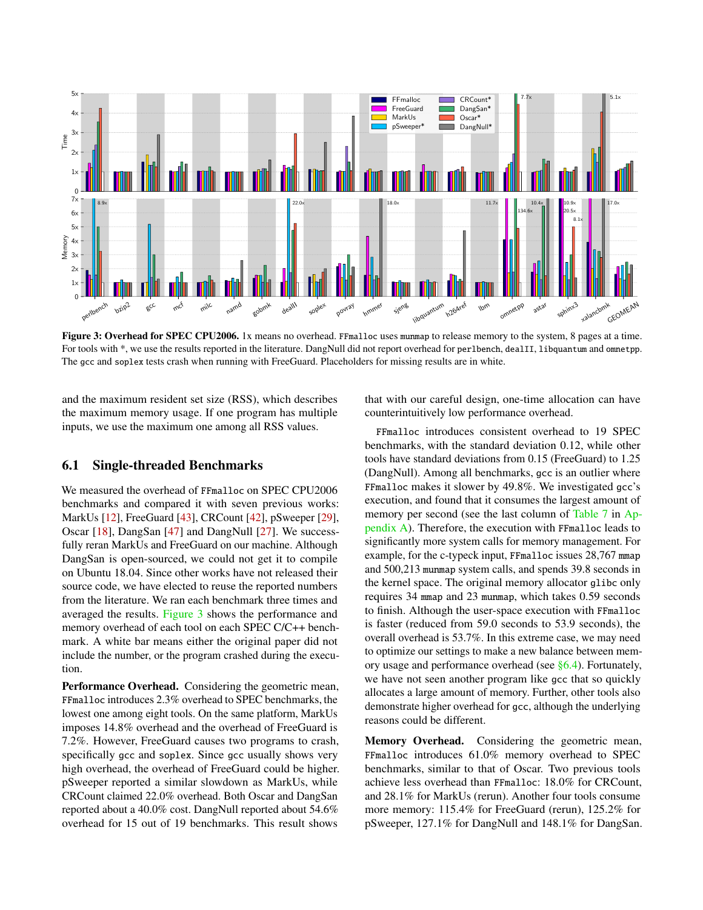**Figure 3: Overhead for SPEC CPU2006.** 1x means no overhead. `FFmalloc` uses `munmap` to release memory to the system, 8 pages at a time. For tools with *, we use the results reported in the literature. DangNull did not report overhead for `perlbench`, `dealII`, `libquantum` and `omnetpp`. The `gcc` and `soplex` tests crash when running with FreeGuard. Placeholders for missing results are in white.

and the maximum resident set size (RSS), which describes the maximum memory usage. If one program has multiple inputs, we use the maximum one among all RSS values.

## 6.1 Single-threaded Benchmarks

We measured the overhead of `FFmalloc` on SPEC CPU2006 benchmarks and compared it with seven previous works: MarkUs [12], FreeGuard [43], CRCount [42], pSweeper [29], Oscar [18], DangSan [47] and DangNull [27]. We successfully reran MarkUs and FreeGuard on our machine. Although DangSan is open-sourced, we could not get it to compile on Ubuntu 18.04. Since other works have not released their source code, we have elected to reuse the reported numbers from the literature. We ran each benchmark three times and averaged the results. Figure 3 shows the performance and memory overhead of each tool on each SPEC C/C++ benchmark. A white bar means either the original paper did not include the number, or the program crashed during the execution.

**Performance Overhead.** Considering the geometric mean, `FFmalloc` introduces 2.3% overhead to SPEC benchmarks, the lowest one among eight tools. On the same platform, MarkUs imposes 14.8% overhead and the overhead of FreeGuard is 7.2%. However, FreeGuard causes two programs to crash, specifically `gcc` and `soplex`. Since `gcc` usually shows very high overhead, the overhead of FreeGuard could be higher. pSweeper reported a similar slowdown as MarkUs, while CRCount claimed 22.0% overhead. Both Oscar and DangSan reported about a 40.0% cost. DangNull reported about 54.6% overhead for 15 out of 19 benchmarks. This result shows that with our careful design, one-time allocation can have counterintuitively low performance overhead.

`FFmalloc` introduces consistent overhead to 19 SPEC benchmarks, with the standard deviation 0.12, while other tools have standard deviations from 0.15 (FreeGuard) to 1.25 (DangNull). Among all benchmarks, `gcc` is an outlier where `FFmalloc` makes it slower by 49.8%. We investigated `gcc`'s execution, and found that it consumes the largest amount of memory per second (see the last column of Table 7 in Appendix A). Therefore, the execution with `FFmalloc` leads to significantly more system calls for memory management. For example, for the c-typeck input, `FFmalloc` issues 28,767 `mmap` and 500,213 `munmap` system calls, and spends 39.8 seconds in the kernel space. The original memory allocator `glibc` only requires 34 `mmap` and 23 `munmap`, which takes 0.59 seconds to finish. Although the user-space execution with `FFmalloc` is faster (reduced from 59.0 seconds to 53.9 seconds), the overall overhead is 53.7%. In this extreme case, we may need to optimize our settings to make a new balance between memory usage and performance overhead (see §6.4). Fortunately, we have not seen another program like `gcc` that so quickly allocates a large amount of memory. Further, other tools also demonstrate higher overhead for `gcc`, although the underlying reasons could be different.

**Memory Overhead.** Considering the geometric mean, `FFmalloc` introduces 61.0% memory overhead to SPEC benchmarks, similar to that of Oscar. Two previous tools achieve less overhead than `FFmalloc`: 18.0% for CRCount, and 28.1% for MarkUs (rerun). Another four tools consume more memory: 115.4% for FreeGuard (rerun), 125.2% for pSweeper, 127.1% for DangNull and 148.1% for DangSan.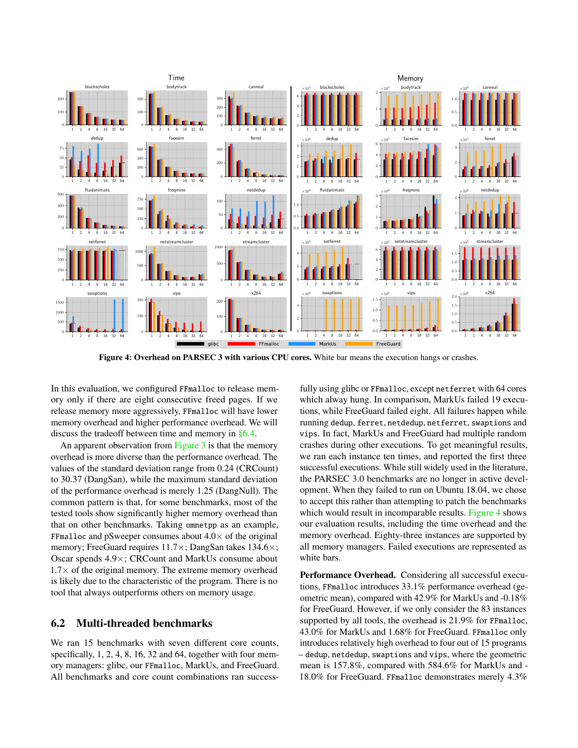**Figure 4: Overhead on PARSEC 3 with various CPU cores.** White bar means the execution hangs or crashes.

In this evaluation, we configured `FFmalloc` to release memory only if there are eight consecutive freed pages. If we release memory more aggressively, `FFmalloc` will have lower memory overhead and higher performance overhead. We will discuss the tradeoff between time and memory in §6.4.

An apparent observation from Figure 3 is that the memory overhead is more diverse than the performance overhead. The values of the standard deviation range from 0.24 (CRCount) to 30.37 (DangSan), while the maximum standard deviation of the performance overhead is merely 1.25 (DangNull). The common pattern is that, for some benchmarks, most of the tested tools show significantly higher memory overhead than that on other benchmarks. Taking `omnetpp` as an example, `FFmalloc` and pSweeper consumes about 4.0× of the original memory; FreeGuard requires 11.7×; DangSan takes 134.6×; Oscar spends 4.9×; CRCount and MarkUs consume about 1.7× of the original memory. The extreme memory overhead is likely due to the characteristic of the program. There is no tool that always outperforms others on memory usage.

## 6.2 Multi-threaded benchmarks

We ran 15 benchmarks with seven different core counts, specifically, 1, 2, 4, 8, 16, 32 and 64, together with four memory managers: glibc, our `FFmalloc`, MarkUs, and FreeGuard. All benchmarks and core count combinations ran successfully using glibc or `FFmalloc`, except `netferret` with 64 cores which alway hung. In comparison, MarkUs failed 19 executions, while FreeGuard failed eight. All failures happen while running `dedup`, `ferret`, `netdedup`, `netferret`, `swaptions` and `vips`. In fact, MarkUs and FreeGuard had multiple random crashes during other executions. To get meaningful results, we ran each instance ten times, and reported the first three successful executions. While still widely used in the literature, the PARSEC 3.0 benchmarks are no longer in active development. When they failed to run on Ubuntu 18.04, we chose to accept this rather than attempting to patch the benchmarks which would result in incomparable results. Figure 4 shows our evaluation results, including the time overhead and the memory overhead. Eighty-three instances are supported by all memory managers. Failed executions are represented as white bars.

**Performance Overhead.** Considering all successful executions, `FFmalloc` introduces 33.1% performance overhead (geometric mean), compared with 42.9% for MarkUs and -0.18% for FreeGuard. However, if we only consider the 83 instances supported by all tools, the overhead is 21.9% for `FFmalloc`, 43.0% for MarkUs and 1.68% for FreeGuard. `FFmalloc` only introduces relatively high overhead to four out of 15 programs – `dedup`, `netdedup`, `swaptions` and `vips`, where the geometric mean is 157.8%, compared with 584.6% for MarkUs and -18.0% for FreeGuard. `FFmalloc` demonstrates merely 4.3%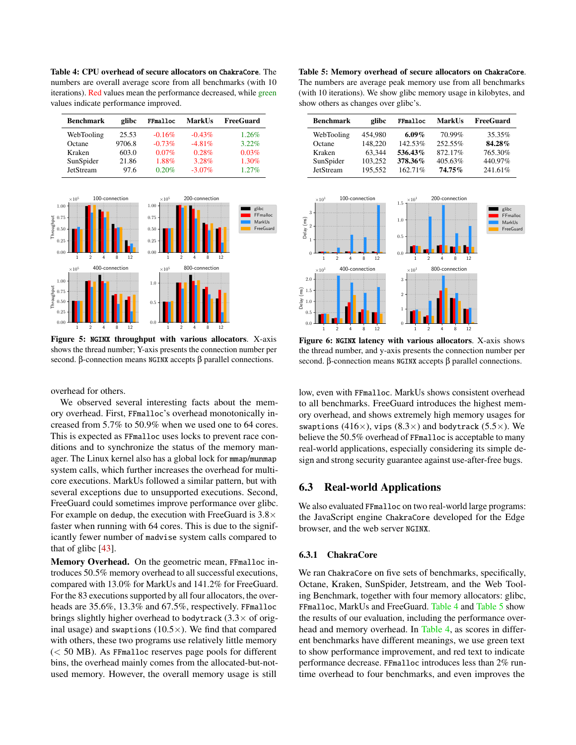**Table 4: CPU overhead of secure allocators on `ChakraCore`.** The numbers are overall average score from all benchmarks (with 10 iterations). Red values mean the performance decreased, while green values indicate performance improved.

| Benchmark | glibc | `FFmalloc` | MarkUs | FreeGuard |
|---|---|---|---|---|
| WebTooling | 25.53 | -0.16% | -0.43% | 1.26% |
| Octane | 9706.8 | -0.73% | -4.81% | 3.22% |
| Kraken | 603.0 | 0.07% | 0.28% | 0.03% |
| SunSpider | 21.86 | 1.88% | 3.28% | 1.30% |
| JetStream | 97.6 | 0.20% | -3.07% | 1.27% |

**Table 5: Memory overhead of secure allocators on `ChakraCore`.** The numbers are average peak memory use from all benchmarks (with 10 iterations). We show glibc memory usage in kilobytes, and show others as changes over glibc's.

| Benchmark | glibc | `FFmalloc` | MarkUs | FreeGuard |
|---|---|---|---|---|
| WebTooling | 454,980 | **6.09%** | 70.99% | 35.35% |
| Octane | 148,220 | 142.53% | 252.55% | **84.28%** |
| Kraken | 63,344 | **536.43%** | 872.17% | 765.30% |
| SunSpider | 103,252 | **378.36%** | 405.63% | 440.97% |
| JetStream | 195,552 | 162.71% | **74.75%** | 241.61% |

**Figure 5: `NGINX` throughput with various allocators.** X-axis shows the thread number; Y-axis presents the connection number per second. β-connection means `NGINX` accepts β parallel connections.

**Figure 6: `NGINX` latency with various allocators.** X-axis shows the thread number, and y-axis presents the connection number per second. β-connection means `NGINX` accepts β parallel connections.

overhead for others.

We observed several interesting facts about the memory overhead. First, `FFmalloc`'s overhead monotonically increased from 5.7% to 50.9% when we used one to 64 cores. This is expected as `FFmalloc` uses locks to prevent race conditions and to synchronize the status of the memory manager. The Linux kernel also has a global lock for `mmap`/`munmap` system calls, which further increases the overhead for multi-core executions. MarkUs followed a similar pattern, but with several exceptions due to unsupported executions. Second, FreeGuard could sometimes improve performance over glibc. For example on `dedup`, the execution with FreeGuard is 3.8× faster when running with 64 cores. This is due to the significantly fewer number of `madvise` system calls compared to that of glibc [43].

**Memory Overhead.** On the geometric mean, `FFmalloc` introduces 50.5% memory overhead to all successful executions, compared with 13.0% for MarkUs and 141.2% for FreeGuard. For the 83 executions supported by all four allocators, the overheads are 35.6%, 13.3% and 67.5%, respectively. `FFmalloc` brings slightly higher overhead to `bodytrack` (3.3× of original usage) and `swaptions` (10.5×). We find that compared with others, these two programs use relatively little memory (< 50 MB). As `FFmalloc` reserves page pools for different bins, the overhead mainly comes from the allocated-but-not-used memory. However, the overall memory usage is still low, even with `FFmalloc`. MarkUs shows consistent overhead to all benchmarks. FreeGuard introduces the highest memory overhead, and shows extremely high memory usages for `swaptions` (416×), `vips` (8.3×) and `bodytrack` (5.5×). We believe the 50.5% overhead of `FFmalloc` is acceptable to many real-world applications, especially considering its simple design and strong security guarantee against use-after-free bugs.

## 6.3 Real-world Applications

We also evaluated `FFmalloc` on two real-world large programs: the JavaScript engine `ChakraCore` developed for the Edge browser, and the web server `NGINX`.

### 6.3.1 ChakraCore

We ran `ChakraCore` on five sets of benchmarks, specifically, Octane, Kraken, SunSpider, Jetstream, and the Web Tooling Benchmark, together with four memory allocators: glibc, `FFmalloc`, MarkUs and FreeGuard. Table 4 and Table 5 show the results of our evaluation, including the performance overhead and memory overhead. In Table 4, as scores in different benchmarks have different meanings, we use green text to show performance improvement, and red text to indicate performance decrease. `FFmalloc` introduces less than 2% runtime overhead to four benchmarks, and even improves the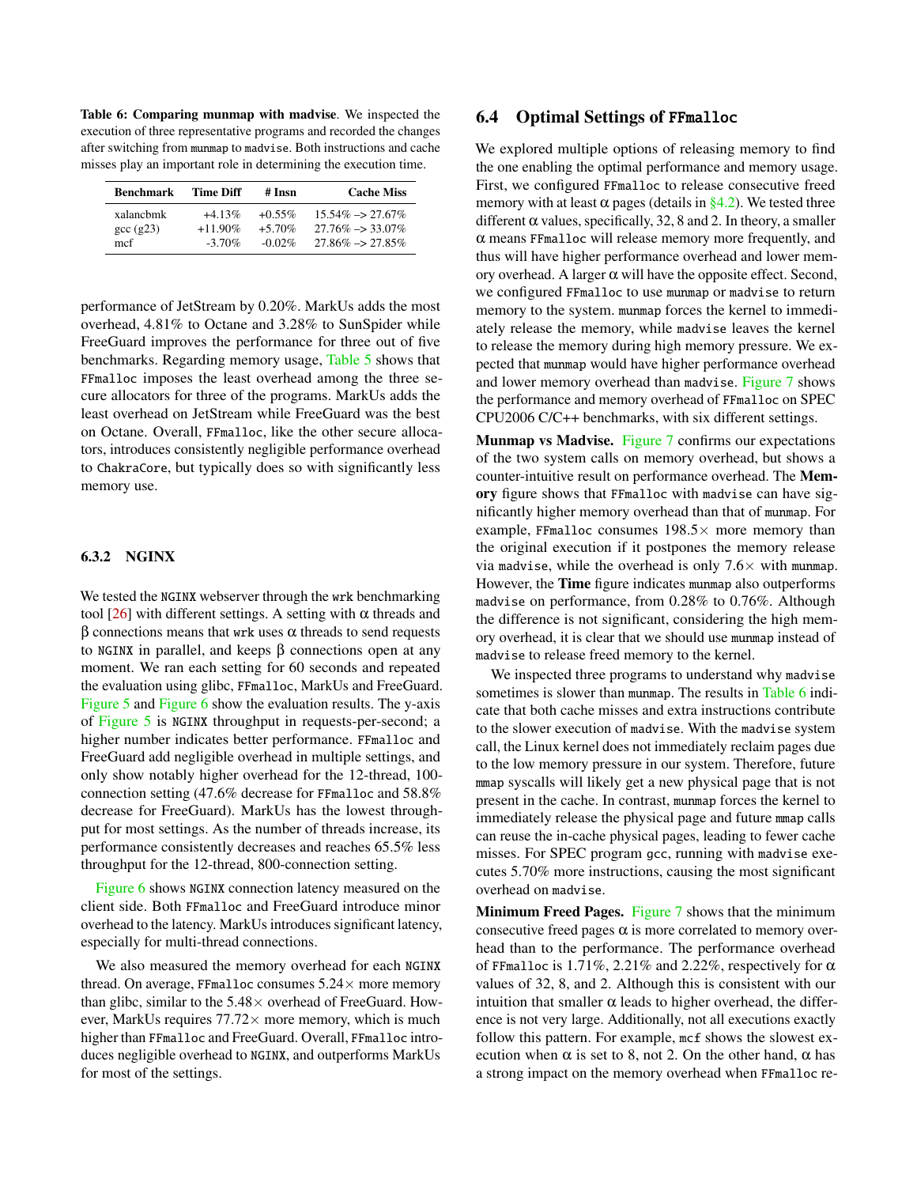**Table 6: Comparing munmap with madvise**. We inspected the execution of three representative programs and recorded the changes after switching from `munmap` to `madvise`. Both instructions and cache misses play an important role in determining the execution time.

| Benchmark | Time Diff | # Insn | Cache Miss |
|---|---|---|---|
| xalancbmk | +4.13% | +0.55% | 15.54% –> 27.67% |
| gcc (g23) | +11.90% | +5.70% | 27.76% –> 33.07% |
| mcf | -3.70% | -0.02% | 27.86% –> 27.85% |

performance of JetStream by 0.20%. MarkUs adds the most overhead, 4.81% to Octane and 3.28% to SunSpider while FreeGuard improves the performance for three out of five benchmarks. Regarding memory usage, Table 5 shows that `FFmalloc` imposes the least overhead among the three secure allocators for three of the programs. MarkUs adds the least overhead on JetStream while FreeGuard was the best on Octane. Overall, `FFmalloc`, like the other secure allocators, introduces consistently negligible performance overhead to `ChakraCore`, but typically does so with significantly less memory use.

### 6.3.2 NGINX

We tested the `NGINX` webserver through the `wrk` benchmarking tool [26] with different settings. A setting with α threads and β connections means that `wrk` uses α threads to send requests to `NGINX` in parallel, and keeps β connections open at any moment. We ran each setting for 60 seconds and repeated the evaluation using glibc, `FFmalloc`, MarkUs and FreeGuard. Figure 5 and Figure 6 show the evaluation results. The y-axis of Figure 5 is `NGINX` throughput in requests-per-second; a higher number indicates better performance. `FFmalloc` and FreeGuard add negligible overhead in multiple settings, and only show notably higher overhead for the 12-thread, 100-connection setting (47.6% decrease for `FFmalloc` and 58.8% decrease for FreeGuard). MarkUs has the lowest throughput for most settings. As the number of threads increase, its performance consistently decreases and reaches 65.5% less throughput for the 12-thread, 800-connection setting.

Figure 6 shows `NGINX` connection latency measured on the client side. Both `FFmalloc` and FreeGuard introduce minor overhead to the latency. MarkUs introduces significant latency, especially for multi-thread connections.

We also measured the memory overhead for each `NGINX` thread. On average, `FFmalloc` consumes 5.24× more memory than glibc, similar to the 5.48× overhead of FreeGuard. However, MarkUs requires 77.72× more memory, which is much higher than `FFmalloc` and FreeGuard. Overall, `FFmalloc` introduces negligible overhead to `NGINX`, and outperforms MarkUs for most of the settings.

## 6.4 Optimal Settings of FFmalloc

We explored multiple options of releasing memory to find the one enabling the optimal performance and memory usage. First, we configured `FFmalloc` to release consecutive freed memory with at least α pages (details in §4.2). We tested three different α values, specifically, 32, 8 and 2. In theory, a smaller α means `FFmalloc` will release memory more frequently, and thus will have higher performance overhead and lower memory overhead. A larger α will have the opposite effect. Second, we configured `FFmalloc` to use `munmap` or `madvise` to return memory to the system. `munmap` forces the kernel to immediately release the memory, while `madvise` leaves the kernel to release the memory during high memory pressure. We expected that `munmap` would have higher performance overhead and lower memory overhead than `madvise`. Figure 7 shows the performance and memory overhead of `FFmalloc` on SPEC CPU2006 C/C++ benchmarks, with six different settings.

**Munmap vs Madvise.** Figure 7 confirms our expectations of the two system calls on memory overhead, but shows a counter-intuitive result on performance overhead. The **Memory** figure shows that `FFmalloc` with `madvise` can have significantly higher memory overhead than that of `munmap`. For example, `FFmalloc` consumes 198.5× more memory than the original execution if it postpones the memory release via `madvise`, while the overhead is only 7.6× with `munmap`. However, the **Time** figure indicates `munmap` also outperforms `madvise` on performance, from 0.28% to 0.76%. Although the difference is not significant, considering the high memory overhead, it is clear that we should use `munmap` instead of `madvise` to release freed memory to the kernel.

We inspected three programs to understand why `madvise` sometimes is slower than `munmap`. The results in Table 6 indicate that both cache misses and extra instructions contribute to the slower execution of `madvise`. With the `madvise` system call, the Linux kernel does not immediately reclaim pages due to the low memory pressure in our system. Therefore, future `mmap` syscalls will likely get a new physical page that is not present in the cache. In contrast, `munmap` forces the kernel to immediately release the physical page and future `mmap` calls can reuse the in-cache physical pages, leading to fewer cache misses. For SPEC program `gcc`, running with `madvise` executes 5.70% more instructions, causing the most significant overhead on `madvise`.

**Minimum Freed Pages.** Figure 7 shows that the minimum consecutive freed pages α is more correlated to memory overhead than to the performance. The performance overhead of `FFmalloc` is 1.71%, 2.21% and 2.22%, respectively for α values of 32, 8, and 2. Although this is consistent with our intuition that smaller α leads to higher overhead, the difference is not very large. Additionally, not all executions exactly follow this pattern. For example, `mcf` shows the slowest execution when α is set to 8, not 2. On the other hand, α has a strong impact on the memory overhead when `FFmalloc` re-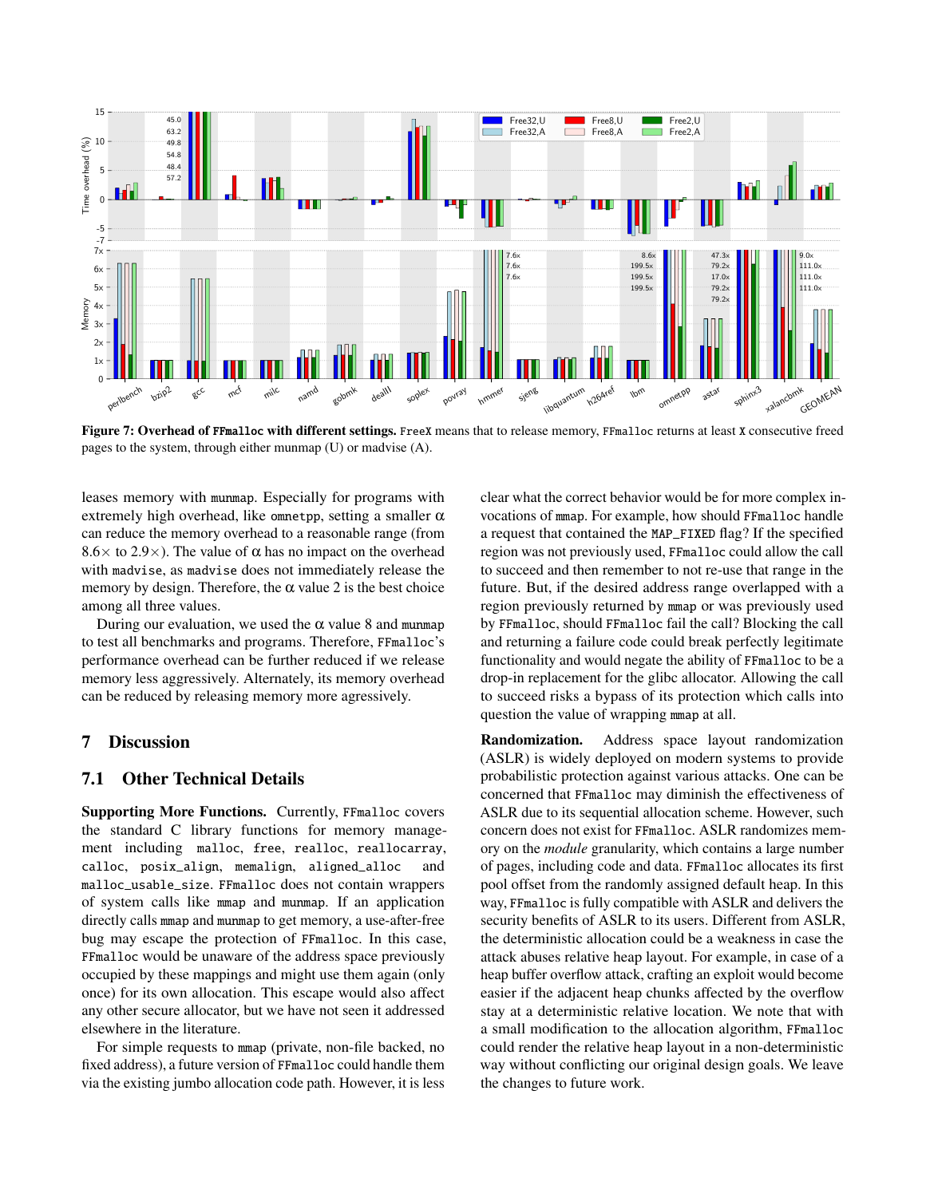**Figure 7: Overhead of FFmalloc with different settings.** FreeX means that to release memory, FFmalloc returns at least X consecutive freed pages to the system, through either munmap (U) or madvise (A).

leases memory with munmap. Especially for programs with extremely high overhead, like omnetpp, setting a smaller α can reduce the memory overhead to a reasonable range (from 8.6× to 2.9×). The value of α has no impact on the overhead with madvise, as madvise does not immediately release the memory by design. Therefore, the α value 2 is the best choice among all three values.

During our evaluation, we used the α value 8 and munmap to test all benchmarks and programs. Therefore, FFmalloc's performance overhead can be further reduced if we release memory less aggressively. Alternately, its memory overhead can be reduced by releasing memory more agressively.

# 7 Discussion

## 7.1 Other Technical Details

**Supporting More Functions.** Currently, FFmalloc covers the standard C library functions for memory management including malloc, free, realloc, reallocarray, calloc, posix_align, memalign, aligned_alloc and malloc_usable_size. FFmalloc does not contain wrappers of system calls like mmap and munmap. If an application directly calls mmap and munmap to get memory, a use-after-free bug may escape the protection of FFmalloc. In this case, FFmalloc would be unaware of the address space previously occupied by these mappings and might use them again (only once) for its own allocation. This escape would also affect any other secure allocator, but we have not seen it addressed elsewhere in the literature.

For simple requests to mmap (private, non-file backed, no fixed address), a future version of FFmalloc could handle them via the existing jumbo allocation code path. However, it is less clear what the correct behavior would be for more complex invocations of mmap. For example, how should FFmalloc handle a request that contained the MAP_FIXED flag? If the specified region was not previously used, FFmalloc could allow the call to succeed and then remember to not re-use that range in the future. But, if the desired address range overlapped with a region previously returned by mmap or was previously used by FFmalloc, should FFmalloc fail the call? Blocking the call and returning a failure code could break perfectly legitimate functionality and would negate the ability of FFmalloc to be a drop-in replacement for the glibc allocator. Allowing the call to succeed risks a bypass of its protection which calls into question the value of wrapping mmap at all.

**Randomization.** Address space layout randomization (ASLR) is widely deployed on modern systems to provide probabilistic protection against various attacks. One can be concerned that FFmalloc may diminish the effectiveness of ASLR due to its sequential allocation scheme. However, such concern does not exist for FFmalloc. ASLR randomizes memory on the *module* granularity, which contains a large number of pages, including code and data. FFmalloc allocates its first pool offset from the randomly assigned default heap. In this way, FFmalloc is fully compatible with ASLR and delivers the security benefits of ASLR to its users. Different from ASLR, the deterministic allocation could be a weakness in case the attack abuses relative heap layout. For example, in case of a heap buffer overflow attack, crafting an exploit would become easier if the adjacent heap chunks affected by the overflow stay at a deterministic relative location. We note that with a small modification to the allocation algorithm, FFmalloc could render the relative heap layout in a non-deterministic way without conflicting our original design goals. We leave the changes to future work.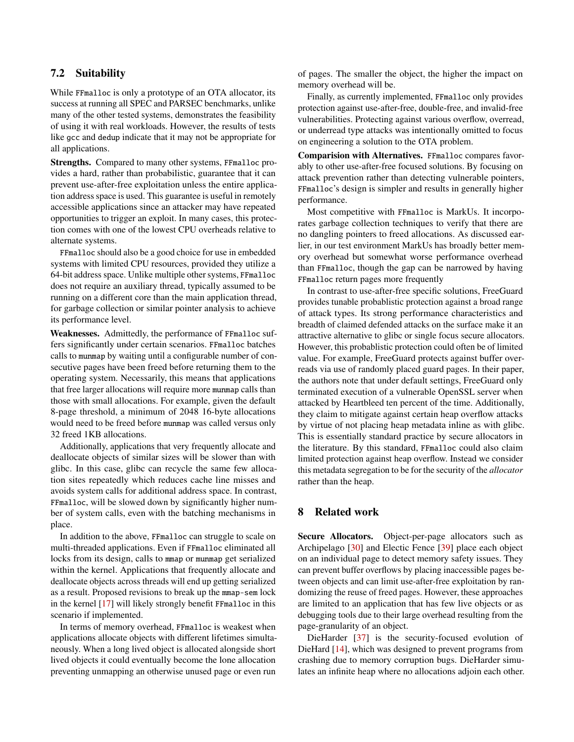## 7.2 Suitability

While FFmalloc is only a prototype of an OTA allocator, its success at running all SPEC and PARSEC benchmarks, unlike many of the other tested systems, demonstrates the feasibility of using it with real workloads. However, the results of tests like gcc and dedup indicate that it may not be appropriate for all applications.

**Strengths.** Compared to many other systems, FFmalloc provides a hard, rather than probabilistic, guarantee that it can prevent use-after-free exploitation unless the entire application address space is used. This guarantee is useful in remotely accessible applications since an attacker may have repeated opportunities to trigger an exploit. In many cases, this protection comes with one of the lowest CPU overheads relative to alternate systems.

FFmalloc should also be a good choice for use in embedded systems with limited CPU resources, provided they utilize a 64-bit address space. Unlike multiple other systems, FFmalloc does not require an auxiliary thread, typically assumed to be running on a different core than the main application thread, for garbage collection or similar pointer analysis to achieve its performance level.

**Weaknesses.** Admittedly, the performance of FFmalloc suffers significantly under certain scenarios. FFmalloc batches calls to munmap by waiting until a configurable number of consecutive pages have been freed before returning them to the operating system. Necessarily, this means that applications that free larger allocations will require more munmap calls than those with small allocations. For example, given the default 8-page threshold, a minimum of 2048 16-byte allocations would need to be freed before munmap was called versus only 32 freed 1KB allocations.

Additionally, applications that very frequently allocate and deallocate objects of similar sizes will be slower than with glibc. In this case, glibc can recycle the same few allocation sites repeatedly which reduces cache line misses and avoids system calls for additional address space. In contrast, FFmalloc, will be slowed down by significantly higher number of system calls, even with the batching mechanisms in place.

In addition to the above, FFmalloc can struggle to scale on multi-threaded applications. Even if FFmalloc eliminated all locks from its design, calls to mmap or munmap get serialized within the kernel. Applications that frequently allocate and deallocate objects across threads will end up getting serialized as a result. Proposed revisions to break up the mmap-sem lock in the kernel [17] will likely strongly benefit FFmalloc in this scenario if implemented.

In terms of memory overhead, FFmalloc is weakest when applications allocate objects with different lifetimes simultaneously. When a long lived object is allocated alongside short lived objects it could eventually become the lone allocation preventing unmapping an otherwise unused page or even run of pages. The smaller the object, the higher the impact on memory overhead will be.

Finally, as currently implemented, FFmalloc only provides protection against use-after-free, double-free, and invalid-free vulnerabilities. Protecting against various overflow, overread, or underread type attacks was intentionally omitted to focus on engineering a solution to the OTA problem.

**Comparision with Alternatives.** FFmalloc compares favorably to other use-after-free focused solutions. By focusing on attack prevention rather than detecting vulnerable pointers, FFmalloc's design is simpler and results in generally higher performance.

Most competitive with FFmalloc is MarkUs. It incorporates garbage collection techniques to verify that there are no dangling pointers to freed allocations. As discussed earlier, in our test environment MarkUs has broadly better memory overhead but somewhat worse performance overhead than FFmalloc, though the gap can be narrowed by having FFmalloc return pages more frequently

In contrast to use-after-free specific solutions, FreeGuard provides tunable probablistic protection against a broad range of attack types. Its strong performance characteristics and breadth of claimed defended attacks on the surface make it an attractive alternative to glibc or single focus secure allocators. However, this probablistic protection could often be of limited value. For example, FreeGuard protects against buffer overreads via use of randomly placed guard pages. In their paper, the authors note that under default settings, FreeGuard only terminated execution of a vulnerable OpenSSL server when attacked by Heartbleed ten percent of the time. Additionally, they claim to mitigate against certain heap overflow attacks by virtue of not placing heap metadata inline as with glibc. This is essentially standard practice by secure allocators in the literature. By this standard, FFmalloc could also claim limited protection against heap overflow. Instead we consider this metadata segregation to be for the security of the *allocator* rather than the heap.

# 8 Related work

**Secure Allocators.** Object-per-page allocators such as Archipelago [30] and Electic Fence [39] place each object on an individual page to detect memory safety issues. They can prevent buffer overflows by placing inaccessible pages between objects and can limit use-after-free exploitation by randomizing the reuse of freed pages. However, these approaches are limited to an application that has few live objects or as debugging tools due to their large overhead resulting from the page-granularity of an object.

DieHarder [37] is the security-focused evolution of DieHard [14], which was designed to prevent programs from crashing due to memory corruption bugs. DieHarder simulates an infinite heap where no allocations adjoin each other.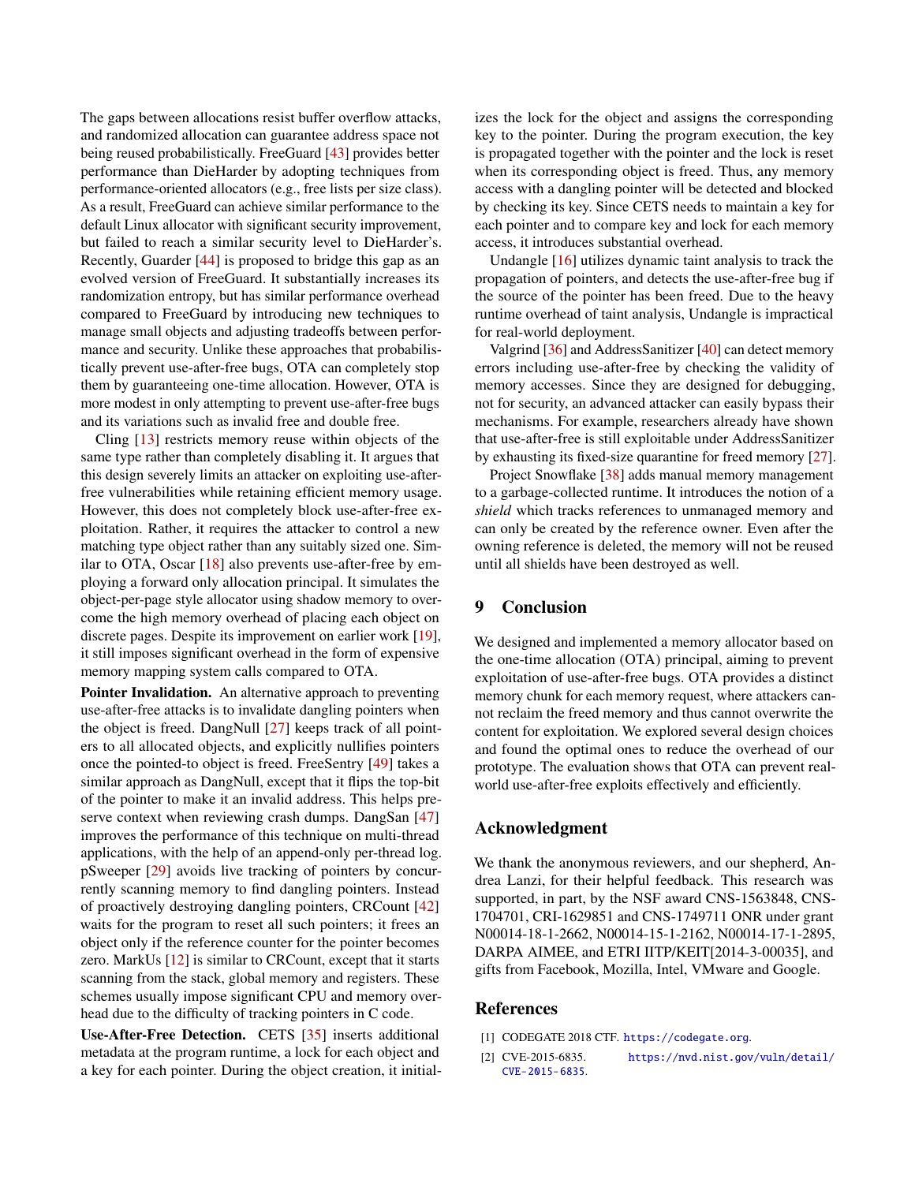The gaps between allocations resist buffer overflow attacks, and randomized allocation can guarantee address space not being reused probabilistically. FreeGuard [43] provides better performance than DieHarder by adopting techniques from performance-oriented allocators (e.g., free lists per size class). As a result, FreeGuard can achieve similar performance to the default Linux allocator with significant security improvement, but failed to reach a similar security level to DieHarder's. Recently, Guarder [44] is proposed to bridge this gap as an evolved version of FreeGuard. It substantially increases its randomization entropy, but has similar performance overhead compared to FreeGuard by introducing new techniques to manage small objects and adjusting tradeoffs between performance and security. Unlike these approaches that probabilistically prevent use-after-free bugs, OTA can completely stop them by guaranteeing one-time allocation. However, OTA is more modest in only attempting to prevent use-after-free bugs and its variations such as invalid free and double free.

Cling [13] restricts memory reuse within objects of the same type rather than completely disabling it. It argues that this design severely limits an attacker on exploiting use-after-free vulnerabilities while retaining efficient memory usage. However, this does not completely block use-after-free exploitation. Rather, it requires the attacker to control a new matching type object rather than any suitably sized one. Similar to OTA, Oscar [18] also prevents use-after-free by employing a forward only allocation principal. It simulates the object-per-page style allocator using shadow memory to overcome the high memory overhead of placing each object on discrete pages. Despite its improvement on earlier work [19], it still imposes significant overhead in the form of expensive memory mapping system calls compared to OTA.

**Pointer Invalidation.** An alternative approach to preventing use-after-free attacks is to invalidate dangling pointers when the object is freed. DangNull [27] keeps track of all pointers to all allocated objects, and explicitly nullifies pointers once the pointed-to object is freed. FreeSentry [49] takes a similar approach as DangNull, except that it flips the top-bit of the pointer to make it an invalid address. This helps preserve context when reviewing crash dumps. DangSan [47] improves the performance of this technique on multi-thread applications, with the help of an append-only per-thread log. pSweeper [29] avoids live tracking of pointers by concurrently scanning memory to find dangling pointers. Instead of proactively destroying dangling pointers, CRCount [42] waits for the program to reset all such pointers; it frees an object only if the reference counter for the pointer becomes zero. MarkUs [12] is similar to CRCount, except that it starts scanning from the stack, global memory and registers. These schemes usually impose significant CPU and memory overhead due to the difficulty of tracking pointers in C code.

**Use-After-Free Detection.** CETS [35] inserts additional metadata at the program runtime, a lock for each object and a key for each pointer. During the object creation, it initializes the lock for the object and assigns the corresponding key to the pointer. During the program execution, the key is propagated together with the pointer and the lock is reset when its corresponding object is freed. Thus, any memory access with a dangling pointer will be detected and blocked by checking its key. Since CETS needs to maintain a key for each pointer and to compare key and lock for each memory access, it introduces substantial overhead.

Undangle [16] utilizes dynamic taint analysis to track the propagation of pointers, and detects the use-after-free bug if the source of the pointer has been freed. Due to the heavy runtime overhead of taint analysis, Undangle is impractical for real-world deployment.

Valgrind [36] and AddressSanitizer [40] can detect memory errors including use-after-free by checking the validity of memory accesses. Since they are designed for debugging, not for security, an advanced attacker can easily bypass their mechanisms. For example, researchers already have shown that use-after-free is still exploitable under AddressSanitizer by exhausting its fixed-size quarantine for freed memory [27].

Project Snowflake [38] adds manual memory management to a garbage-collected runtime. It introduces the notion of a *shield* which tracks references to unmanaged memory and can only be created by the reference owner. Even after the owning reference is deleted, the memory will not be reused until all shields have been destroyed as well.

## 9 Conclusion

We designed and implemented a memory allocator based on the one-time allocation (OTA) principal, aiming to prevent exploitation of use-after-free bugs. OTA provides a distinct memory chunk for each memory request, where attackers cannot reclaim the freed memory and thus cannot overwrite the content for exploitation. We explored several design choices and found the optimal ones to reduce the overhead of our prototype. The evaluation shows that OTA can prevent real-world use-after-free exploits effectively and efficiently.

## Acknowledgment

We thank the anonymous reviewers, and our shepherd, Andrea Lanzi, for their helpful feedback. This research was supported, in part, by the NSF award CNS-1563848, CNS-1704701, CRI-1629851 and CNS-1749711 ONR under grant N00014-18-1-2662, N00014-15-1-2162, N00014-17-1-2895, DARPA AIMEE, and ETRI IITP/KEIT[2014-3-00035], and gifts from Facebook, Mozilla, Intel, VMware and Google.

## References

[1] CODEGATE 2018 CTF. https://codegate.org.

[2] CVE-2015-6835. https://nvd.nist.gov/vuln/detail/CVE-2015-6835.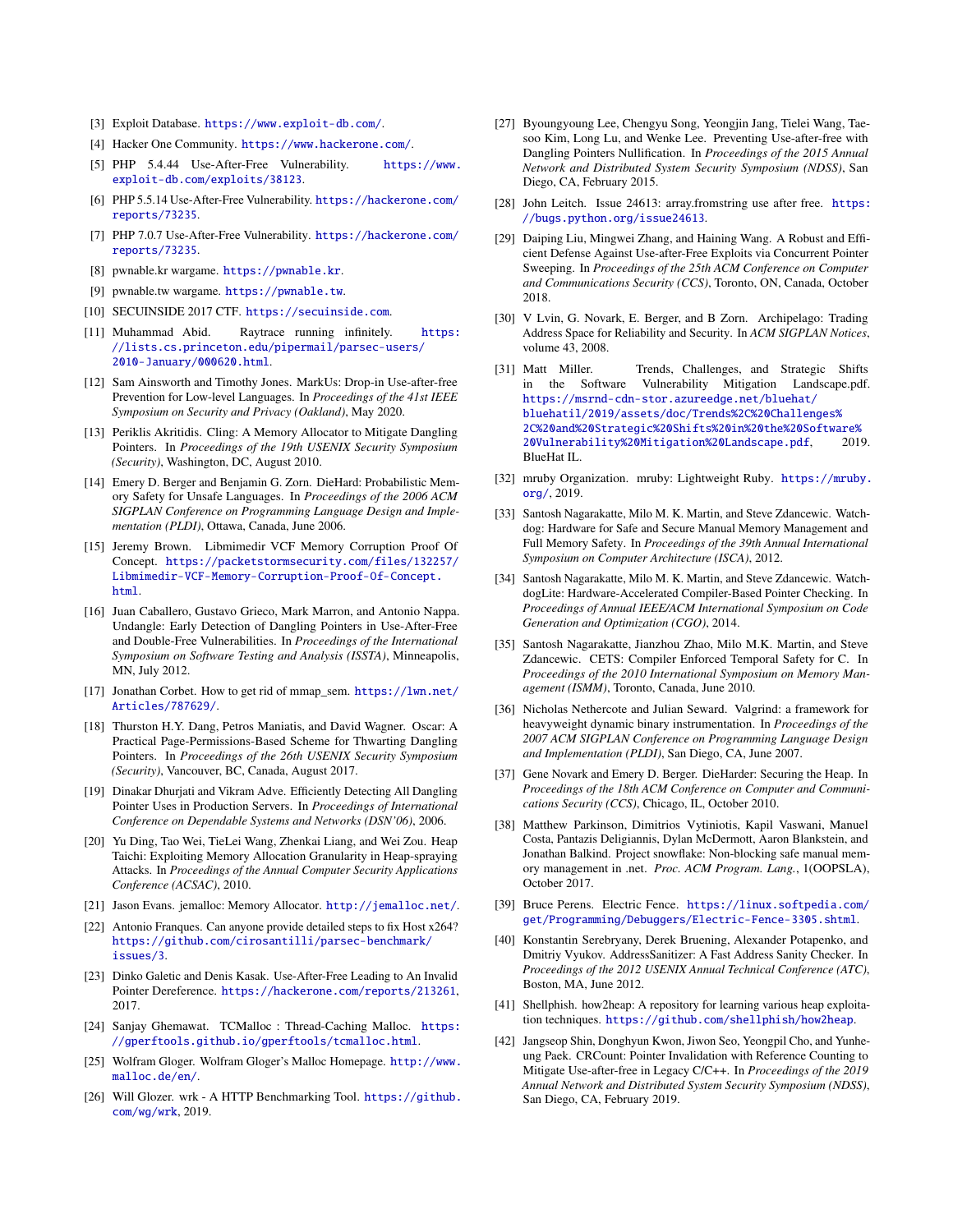[3] Exploit Database. https://www.exploit-db.com/.

[4] Hacker One Community. https://www.hackerone.com/.

[5] PHP 5.4.44 Use-After-Free Vulnerability. https://www.exploit-db.com/exploits/38123.

[6] PHP 5.5.14 Use-After-Free Vulnerability. https://hackerone.com/reports/73235.

[7] PHP 7.0.7 Use-After-Free Vulnerability. https://hackerone.com/reports/73235.

[8] pwnable.kr wargame. https://pwnable.kr.

[9] pwnable.tw wargame. https://pwnable.tw.

[10] SECUINSIDE 2017 CTF. https://secuinside.com.

[11] Muhammad Abid. Raytrace running infinitely. https://lists.cs.princeton.edu/pipermail/parsec-users/2010-January/000620.html.

[12] Sam Ainsworth and Timothy Jones. MarkUs: Drop-in Use-after-free Prevention for Low-level Languages. In *Proceedings of the 41st IEEE Symposium on Security and Privacy (Oakland)*, May 2020.

[13] Periklis Akritidis. Cling: A Memory Allocator to Mitigate Dangling Pointers. In *Proceedings of the 19th USENIX Security Symposium (Security)*, Washington, DC, August 2010.

[14] Emery D. Berger and Benjamin G. Zorn. DieHard: Probabilistic Memory Safety for Unsafe Languages. In *Proceedings of the 2006 ACM SIGPLAN Conference on Programming Language Design and Implementation (PLDI)*, Ottawa, Canada, June 2006.

[15] Jeremy Brown. Libmimedir VCF Memory Corruption Proof Of Concept. https://packetstormsecurity.com/files/132257/Libmimedir-VCF-Memory-Corruption-Proof-Of-Concept.html.

[16] Juan Caballero, Gustavo Grieco, Mark Marron, and Antonio Nappa. Undangle: Early Detection of Dangling Pointers in Use-After-Free and Double-Free Vulnerabilities. In *Proceedings of the International Symposium on Software Testing and Analysis (ISSTA)*, Minneapolis, MN, July 2012.

[17] Jonathan Corbet. How to get rid of mmap_sem. https://lwn.net/Articles/787629/.

[18] Thurston H.Y. Dang, Petros Maniatis, and David Wagner. Oscar: A Practical Page-Permissions-Based Scheme for Thwarting Dangling Pointers. In *Proceedings of the 26th USENIX Security Symposium (Security)*, Vancouver, BC, Canada, August 2017.

[19] Dinakar Dhurjati and Vikram Adve. Efficiently Detecting All Dangling Pointer Uses in Production Servers. In *Proceedings of International Conference on Dependable Systems and Networks (DSN'06)*, 2006.

[20] Yu Ding, Tao Wei, TieLei Wang, Zhenkai Liang, and Wei Zou. Heap Taichi: Exploiting Memory Allocation Granularity in Heap-spraying Attacks. In *Proceedings of the Annual Computer Security Applications Conference (ACSAC)*, 2010.

[21] Jason Evans. jemalloc: Memory Allocator. http://jemalloc.net/.

[22] Antonio Franques. Can anyone provide detailed steps to fix Host x264? https://github.com/cirosantilli/parsec-benchmark/issues/3.

[23] Dinko Galetic and Denis Kasak. Use-After-Free Leading to An Invalid Pointer Dereference. https://hackerone.com/reports/213261, 2017.

[24] Sanjay Ghemawat. TCMalloc : Thread-Caching Malloc. https://gperftools.github.io/gperftools/tcmalloc.html.

[25] Wolfram Gloger. Wolfram Gloger's Malloc Homepage. http://www.malloc.de/en/.

[26] Will Glozer. wrk - A HTTP Benchmarking Tool. https://github.com/wg/wrk, 2019.

[27] Byoungyoung Lee, Chengyu Song, Yeongjin Jang, Tielei Wang, Taesoo Kim, Long Lu, and Wenke Lee. Preventing Use-after-free with Dangling Pointers Nullification. In *Proceedings of the 2015 Annual Network and Distributed System Security Symposium (NDSS)*, San Diego, CA, February 2015.

[28] John Leitch. Issue 24613: array.fromstring use after free. https://bugs.python.org/issue24613.

[29] Daiping Liu, Mingwei Zhang, and Haining Wang. A Robust and Efficient Defense Against Use-after-Free Exploits via Concurrent Pointer Sweeping. In *Proceedings of the 25th ACM Conference on Computer and Communications Security (CCS)*, Toronto, ON, Canada, October 2018.

[30] V Lvin, G. Novark, E. Berger, and B Zorn. Archipelago: Trading Address Space for Reliability and Security. In *ACM SIGPLAN Notices*, volume 43, 2008.

[31] Matt Miller. Trends, Challenges, and Strategic Shifts in the Software Vulnerability Mitigation Landscape.pdf. https://msrnd-cdn-stor.azureedge.net/bluehat/bluehatil/2019/assets/doc/Trends%2C%20Challenges%2C%20and%20Strategic%20Shifts%20in%20the%20Software%20Vulnerability%20Mitigation%20Landscape.pdf, 2019. BlueHat IL.

[32] mruby Organization. mruby: Lightweight Ruby. https://mruby.org/, 2019.

[33] Santosh Nagarakatte, Milo M. K. Martin, and Steve Zdancewic. Watchdog: Hardware for Safe and Secure Manual Memory Management and Full Memory Safety. In *Proceedings of the 39th Annual International Symposium on Computer Architecture (ISCA)*, 2012.

[34] Santosh Nagarakatte, Milo M. K. Martin, and Steve Zdancewic. WatchdogLite: Hardware-Accelerated Compiler-Based Pointer Checking. In *Proceedings of Annual IEEE/ACM International Symposium on Code Generation and Optimization (CGO)*, 2014.

[35] Santosh Nagarakatte, Jianzhou Zhao, Milo M.K. Martin, and Steve Zdancewic. CETS: Compiler Enforced Temporal Safety for C. In *Proceedings of the 2010 International Symposium on Memory Management (ISMM)*, Toronto, Canada, June 2010.

[36] Nicholas Nethercote and Julian Seward. Valgrind: a framework for heavyweight dynamic binary instrumentation. In *Proceedings of the 2007 ACM SIGPLAN Conference on Programming Language Design and Implementation (PLDI)*, San Diego, CA, June 2007.

[37] Gene Novark and Emery D. Berger. DieHarder: Securing the Heap. In *Proceedings of the 18th ACM Conference on Computer and Communications Security (CCS)*, Chicago, IL, October 2010.

[38] Matthew Parkinson, Dimitrios Vytiniotis, Kapil Vaswani, Manuel Costa, Pantazis Deligiannis, Dylan McDermott, Aaron Blankstein, and Jonathan Balkind. Project snowflake: Non-blocking safe manual memory management in .net. *Proc. ACM Program. Lang.*, 1(OOPSLA), October 2017.

[39] Bruce Perens. Electric Fence. https://linux.softpedia.com/get/Programming/Debuggers/Electric-Fence-3305.shtml.

[40] Konstantin Serebryany, Derek Bruening, Alexander Potapenko, and Dmitriy Vyukov. AddressSanitizer: A Fast Address Sanity Checker. In *Proceedings of the 2012 USENIX Annual Technical Conference (ATC)*, Boston, MA, June 2012.

[41] Shellphish. how2heap: A repository for learning various heap exploitation techniques. https://github.com/shellphish/how2heap.

[42] Jangseop Shin, Donghyun Kwon, Jiwon Seo, Yeongpil Cho, and Yunheung Paek. CRCount: Pointer Invalidation with Reference Counting to Mitigate Use-after-free in Legacy C/C++. In *Proceedings of the 2019 Annual Network and Distributed System Security Symposium (NDSS)*, San Diego, CA, February 2019.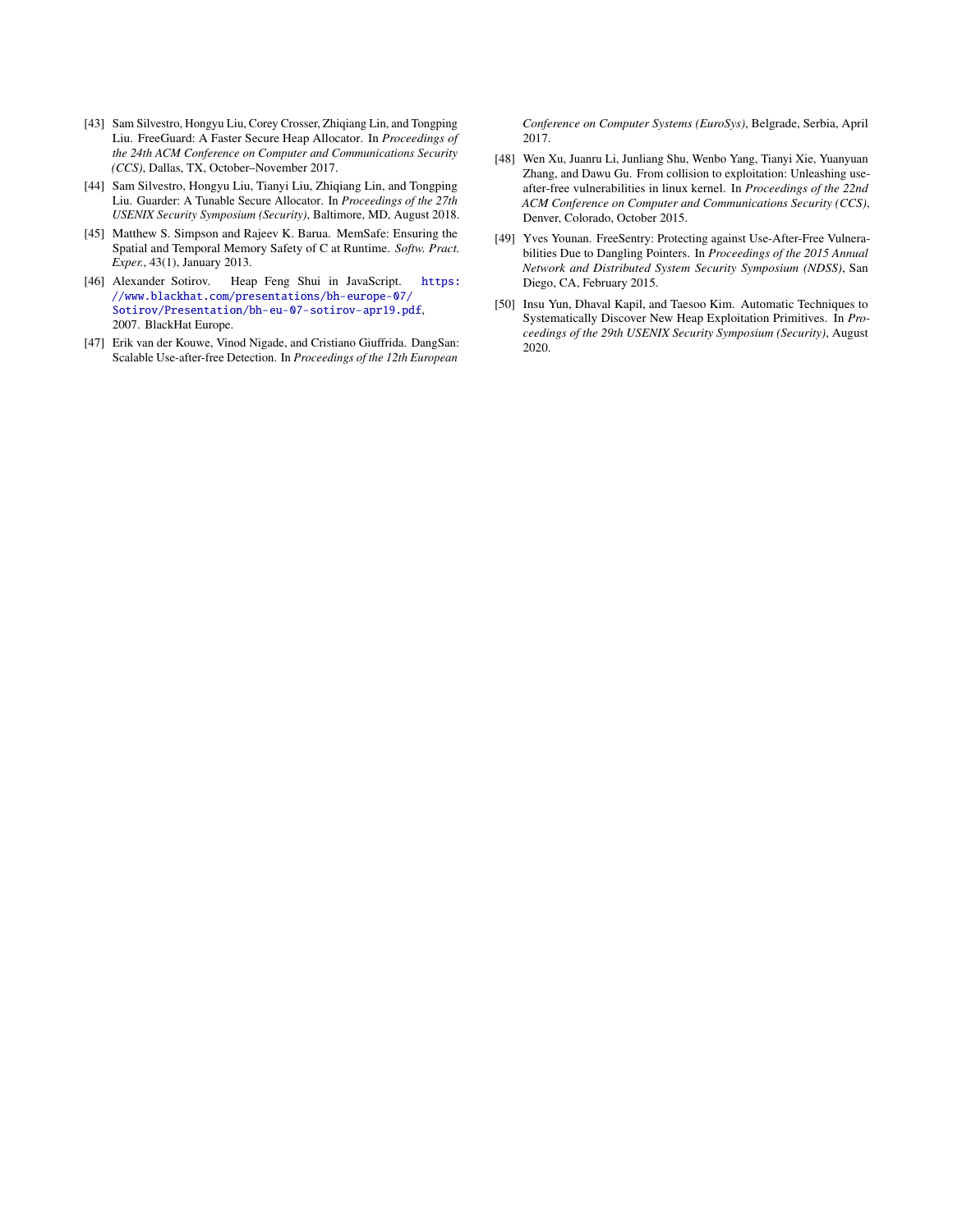[43] Sam Silvestro, Hongyu Liu, Corey Crosser, Zhiqiang Lin, and Tongping Liu. FreeGuard: A Faster Secure Heap Allocator. In *Proceedings of the 24th ACM Conference on Computer and Communications Security (CCS)*, Dallas, TX, October–November 2017.

[44] Sam Silvestro, Hongyu Liu, Tianyi Liu, Zhiqiang Lin, and Tongping Liu. Guarder: A Tunable Secure Allocator. In *Proceedings of the 27th USENIX Security Symposium (Security)*, Baltimore, MD, August 2018.

[45] Matthew S. Simpson and Rajeev K. Barua. MemSafe: Ensuring the Spatial and Temporal Memory Safety of C at Runtime. *Softw. Pract. Exper.*, 43(1), January 2013.

[46] Alexander Sotirov. Heap Feng Shui in JavaScript. https://www.blackhat.com/presentations/bh-europe-07/Sotirov/Presentation/bh-eu-07-sotirov-apr19.pdf, 2007. BlackHat Europe.

[47] Erik van der Kouwe, Vinod Nigade, and Cristiano Giuffrida. DangSan: Scalable Use-after-free Detection. In *Proceedings of the 12th European Conference on Computer Systems (EuroSys)*, Belgrade, Serbia, April 2017.

[48] Wen Xu, Juanru Li, Junliang Shu, Wenbo Yang, Tianyi Xie, Yuanyuan Zhang, and Dawu Gu. From collision to exploitation: Unleashing use-after-free vulnerabilities in linux kernel. In *Proceedings of the 22nd ACM Conference on Computer and Communications Security (CCS)*, Denver, Colorado, October 2015.

[49] Yves Younan. FreeSentry: Protecting against Use-After-Free Vulnerabilities Due to Dangling Pointers. In *Proceedings of the 2015 Annual Network and Distributed System Security Symposium (NDSS)*, San Diego, CA, February 2015.

[50] Insu Yun, Dhaval Kapil, and Taesoo Kim. Automatic Techniques to Systematically Discover New Heap Exploitation Primitives. In *Proceedings of the 29th USENIX Security Symposium (Security)*, August 2020.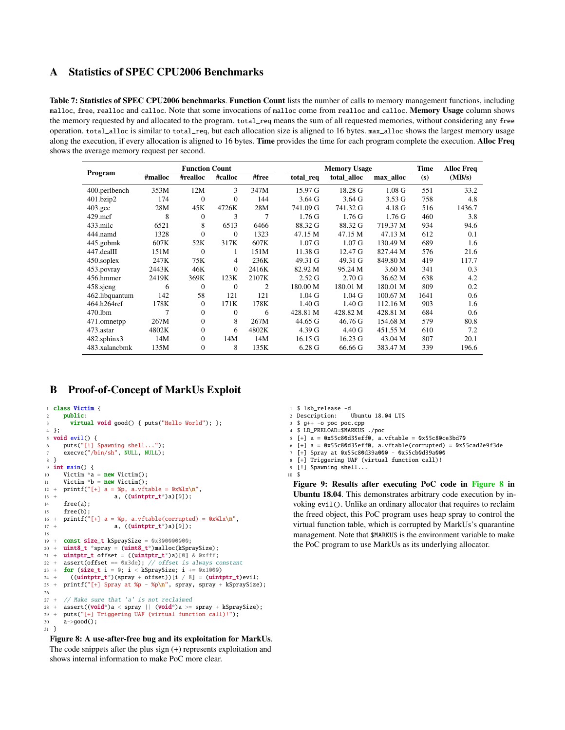## A Statistics of SPEC CPU2006 Benchmarks

**Table 7: Statistics of SPEC CPU2006 benchmarks**. **Function Count** lists the number of calls to memory management functions, including `malloc`, `free`, `realloc` and `calloc`. Note that some invocations of `malloc` come from `realloc` and `calloc`. **Memory Usage** column shows the memory requested by and allocated to the program. `total_req` means the sum of all requested memories, without considering any `free` operation. `total_alloc` is similar to `total_req`, but each allocation size is aligned to 16 bytes. `max_alloc` shows the largest memory usage along the execution, if every allocation is aligned to 16 bytes. **Time** provides the time for each program complete the execution. **Alloc Freq** shows the average memory request per second.

| Program | Function Count | | | | Memory Usage | | | Time | Alloc Freq |
|---|---|---|---|---|---|---|---|---|---|
| | #malloc | #realloc | #calloc | #free | total_req | total_alloc | max_alloc | (s) | (MB/s) |
| 400.perlbench | 353M | 12M | 3 | 347M | 15.97 G | 18.28 G | 1.08 G | 551 | 33.2 |
| 401.bzip2 | 174 | 0 | 0 | 144 | 3.64 G | 3.64 G | 3.53 G | 758 | 4.8 |
| 403.gcc | 28M | 45K | 4726K | 28M | 741.09 G | 741.32 G | 4.18 G | 516 | 1436.7 |
| 429.mcf | 8 | 0 | 3 | 7 | 1.76 G | 1.76 G | 1.76 G | 460 | 3.8 |
| 433.milc | 6521 | 8 | 6513 | 6466 | 88.32 G | 88.32 G | 719.37 M | 934 | 94.6 |
| 444.namd | 1328 | 0 | 0 | 1323 | 47.15 M | 47.15 M | 47.13 M | 612 | 0.1 |
| 445.gobmk | 607K | 52K | 317K | 607K | 1.07 G | 1.07 G | 130.49 M | 689 | 1.6 |
| 447.dealII | 151M | 0 | 1 | 151M | 11.38 G | 12.47 G | 827.44 M | 576 | 21.6 |
| 450.soplex | 247K | 75K | 4 | 236K | 49.31 G | 49.31 G | 849.80 M | 419 | 117.7 |
| 453.povray | 2443K | 46K | 0 | 2416K | 82.92 M | 95.24 M | 3.60 M | 341 | 0.3 |
| 456.hmmer | 2419K | 369K | 123K | 2107K | 2.52 G | 2.70 G | 36.62 M | 638 | 4.2 |
| 458.sjeng | 6 | 0 | 0 | 2 | 180.00 M | 180.01 M | 180.01 M | 809 | 0.2 |
| 462.libquantum | 142 | 58 | 121 | 121 | 1.04 G | 1.04 G | 100.67 M | 1641 | 0.6 |
| 464.h264ref | 178K | 0 | 171K | 178K | 1.40 G | 1.40 G | 112.16 M | 903 | 1.6 |
| 470.lbm | 7 | 0 | 0 | 6 | 428.81 M | 428.82 M | 428.81 M | 684 | 0.6 |
| 471.omnetpp | 267M | 0 | 8 | 267M | 44.65 G | 46.76 G | 154.68 M | 579 | 80.8 |
| 473.astar | 4802K | 0 | 6 | 4802K | 4.39 G | 4.40 G | 451.55 M | 610 | 7.2 |
| 482.sphinx3 | 14M | 0 | 14M | 14M | 16.15 G | 16.23 G | 43.04 M | 807 | 20.1 |
| 483.xalancbmk | 135M | 0 | 8 | 135K | 6.28 G | 66.66 G | 383.47 M | 339 | 196.6 |

## B Proof-of-Concept of MarkUs Exploit

```
1  class Victim {
2    public:
3      virtual void good() { puts("Hello World"); };
4  };
5  void evil() {
6    puts("[!] Spawning shell...");
7    execve("/bin/sh", NULL, NULL);
8  }
9  int main() {
10   Victim *a = new Victim();
11   Victim *b = new Victim();
12 + printf("[+] a = %p, a.vftable = 0x%lx\n",
13 +              a, ((uintptr_t*)a)[0]);
14   free(a);
15   free(b);
16 + printf("[+] a = %p, a.vftable(corrupted) = 0x%lx\n",
17 +              a, ((uintptr_t*)a)[0]);
18
19 + const size_t kSpraySize = 0x300000000;
20 + uint8_t *spray = (uint8_t*)malloc(kSpraySize);
21 + uintptr_t offset = ((uintptr_t*)a)[0] & 0xfff;
22 + assert(offset == 0x3de); // offset is always constant
23 + for (size_t i = 0; i < kSpraySize; i += 0x1000)
24 +   ((uintptr_t*)(spray + offset))[i / 8] = (uintptr_t)evil;
25 + printf("[+] Spray at %p - %p\n", spray, spray + kSpraySize);
26
27 + // Make sure that 'a' is not reclaimed
28 + assert((void*)a < spray || (void*)a >= spray + kSpraySize);
29 + puts("[+] Triggering UAF (virtual function call)!");
30   a->good();
31 }
```

**Figure 8: A use-after-free bug and its exploitation for MarkUs**. The code snippets after the plus sign (+) represents exploitation and shows internal information to make PoC more clear.

```
1  $ lsb_release -d
2  Description:    Ubuntu 18.04 LTS
3  $ g++ -o poc poc.cpp
4  $ LD_PRELOAD=$MARKUS ./poc
5  [+] a = 0x55c80d35eff0, a.vftable = 0x55c80ce3bd70
6  [+] a = 0x55c80d35eff0, a.vftable(corrupted) = 0x55cad2e9f3de
7  [+] Spray at 0x55c80d39a000 - 0x55cb0d39a000
8  [+] Triggering UAF (virtual function call)!
9  [!] Spawning shell...
10 $
```

**Figure 9: Results after executing PoC code in Figure 8 in Ubuntu 18.04**. This demonstrates arbitrary code execution by invoking `evil()`. Unlike an ordinary allocator that requires to reclaim the freed object, this PoC program uses heap spray to control the virtual function table, which is corrupted by MarkUs's quarantine management. Note that `$MARKUS` is the environment variable to make the PoC program to use MarkUs as its underlying allocator.